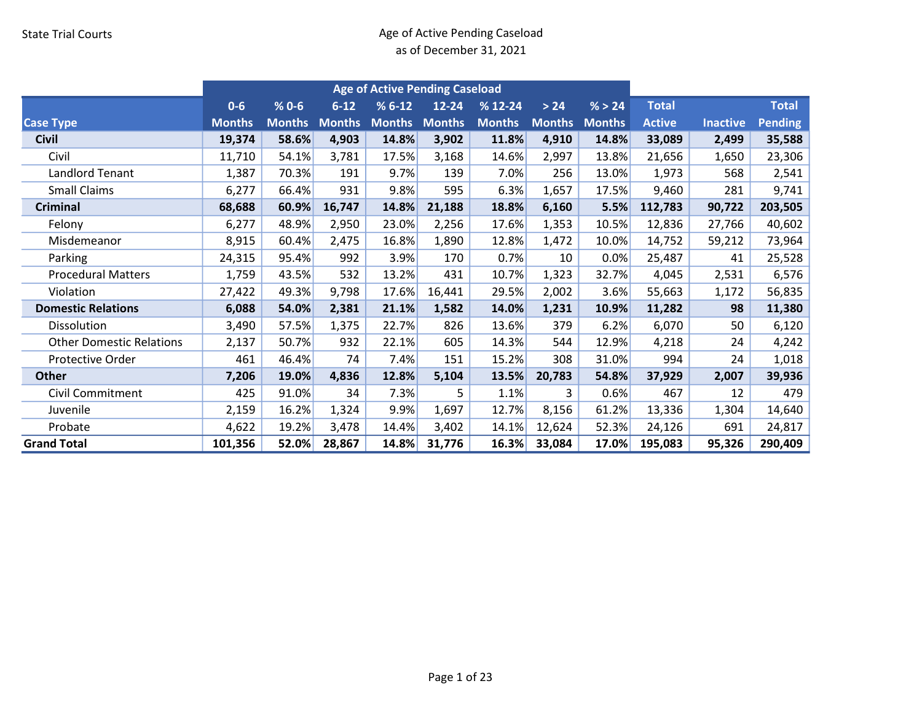State Trial Courts

# Age of Active Pending Caseload
as of December 31, 2021

| Case Type | Age of Active Pending Caseload | | | | | | | | | | |
|---|---|---|---|---|---|---|---|---|---|---|---|
| | 0-6 Months | % 0-6 Months | 6-12 Months | % 6-12 Months | 12-24 Months | % 12-24 Months | > 24 Months | % > 24 Months | Total Active | Inactive | Total Pending |
| **Civil** | **19,374** | **58.6%** | **4,903** | **14.8%** | **3,902** | **11.8%** | **4,910** | **14.8%** | **33,089** | **2,499** | **35,588** |
| Civil | 11,710 | 54.1% | 3,781 | 17.5% | 3,168 | 14.6% | 2,997 | 13.8% | 21,656 | 1,650 | 23,306 |
| Landlord Tenant | 1,387 | 70.3% | 191 | 9.7% | 139 | 7.0% | 256 | 13.0% | 1,973 | 568 | 2,541 |
| Small Claims | 6,277 | 66.4% | 931 | 9.8% | 595 | 6.3% | 1,657 | 17.5% | 9,460 | 281 | 9,741 |
| **Criminal** | **68,688** | **60.9%** | **16,747** | **14.8%** | **21,188** | **18.8%** | **6,160** | **5.5%** | **112,783** | **90,722** | **203,505** |
| Felony | 6,277 | 48.9% | 2,950 | 23.0% | 2,256 | 17.6% | 1,353 | 10.5% | 12,836 | 27,766 | 40,602 |
| Misdemeanor | 8,915 | 60.4% | 2,475 | 16.8% | 1,890 | 12.8% | 1,472 | 10.0% | 14,752 | 59,212 | 73,964 |
| Parking | 24,315 | 95.4% | 992 | 3.9% | 170 | 0.7% | 10 | 0.0% | 25,487 | 41 | 25,528 |
| Procedural Matters | 1,759 | 43.5% | 532 | 13.2% | 431 | 10.7% | 1,323 | 32.7% | 4,045 | 2,531 | 6,576 |
| Violation | 27,422 | 49.3% | 9,798 | 17.6% | 16,441 | 29.5% | 2,002 | 3.6% | 55,663 | 1,172 | 56,835 |
| **Domestic Relations** | **6,088** | **54.0%** | **2,381** | **21.1%** | **1,582** | **14.0%** | **1,231** | **10.9%** | **11,282** | **98** | **11,380** |
| Dissolution | 3,490 | 57.5% | 1,375 | 22.7% | 826 | 13.6% | 379 | 6.2% | 6,070 | 50 | 6,120 |
| Other Domestic Relations | 2,137 | 50.7% | 932 | 22.1% | 605 | 14.3% | 544 | 12.9% | 4,218 | 24 | 4,242 |
| Protective Order | 461 | 46.4% | 74 | 7.4% | 151 | 15.2% | 308 | 31.0% | 994 | 24 | 1,018 |
| **Other** | **7,206** | **19.0%** | **4,836** | **12.8%** | **5,104** | **13.5%** | **20,783** | **54.8%** | **37,929** | **2,007** | **39,936** |
| Civil Commitment | 425 | 91.0% | 34 | 7.3% | 5 | 1.1% | 3 | 0.6% | 467 | 12 | 479 |
| Juvenile | 2,159 | 16.2% | 1,324 | 9.9% | 1,697 | 12.7% | 8,156 | 61.2% | 13,336 | 1,304 | 14,640 |
| Probate | 4,622 | 19.2% | 3,478 | 14.4% | 3,402 | 14.1% | 12,624 | 52.3% | 24,126 | 691 | 24,817 |
| **Grand Total** | **101,356** | **52.0%** | **28,867** | **14.8%** | **31,776** | **16.3%** | **33,084** | **17.0%** | **195,083** | **95,326** | **290,409** |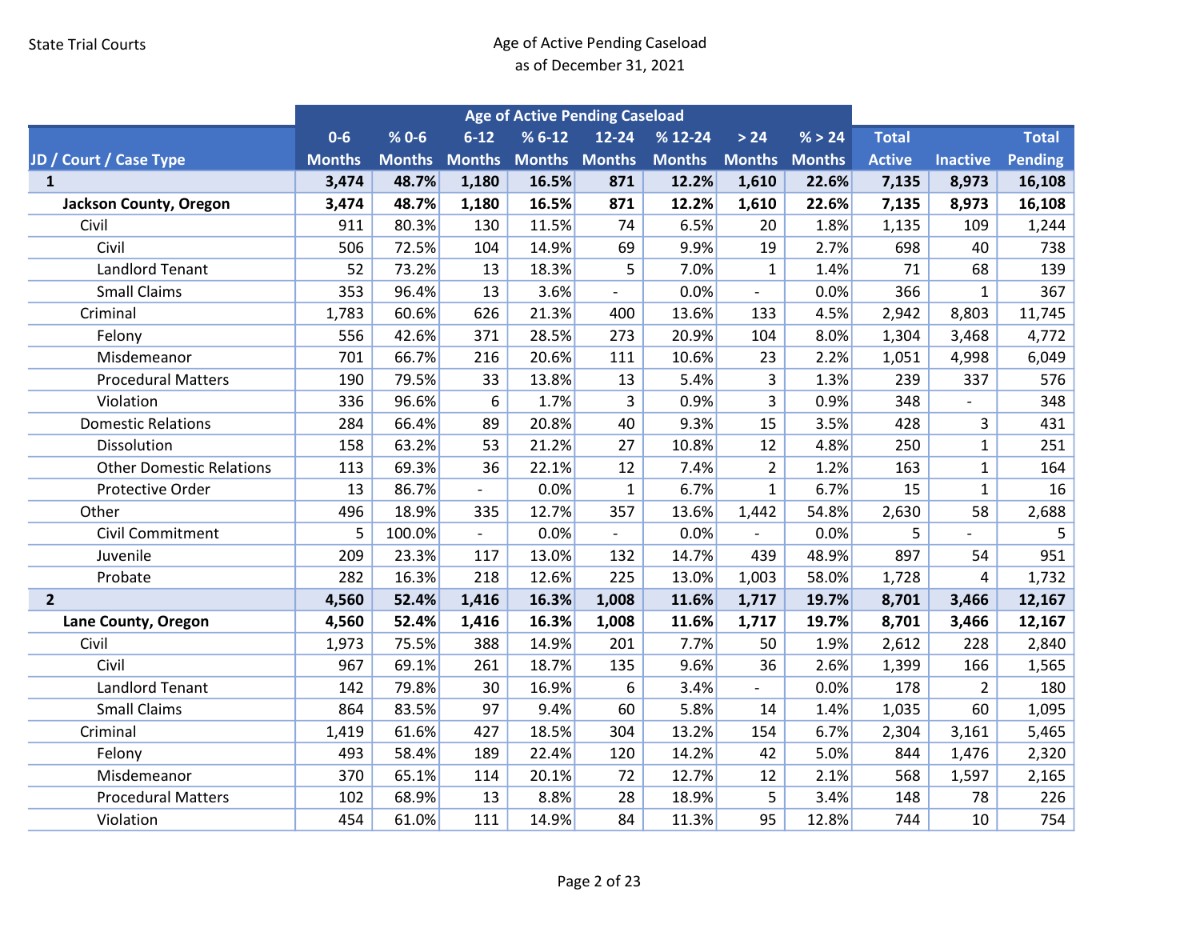State Trial Courts

Age of Active Pending Caseload
as of December 31, 2021

| JD / Court / Case Type | Age of Active Pending Caseload | | | | | | | | | | |
|---|---|---|---|---|---|---|---|---|---|---|---|
| | 0-6 Months | % 0-6 Months | 6-12 Months | % 6-12 Months | 12-24 Months | % 12-24 Months | > 24 Months | % > 24 Months | Total Active | Inactive | Total Pending |
| **1** | **3,474** | **48.7%** | **1,180** | **16.5%** | **871** | **12.2%** | **1,610** | **22.6%** | **7,135** | **8,973** | **16,108** |
| **Jackson County, Oregon** | **3,474** | **48.7%** | **1,180** | **16.5%** | **871** | **12.2%** | **1,610** | **22.6%** | **7,135** | **8,973** | **16,108** |
| Civil | 911 | 80.3% | 130 | 11.5% | 74 | 6.5% | 20 | 1.8% | 1,135 | 109 | 1,244 |
| Civil | 506 | 72.5% | 104 | 14.9% | 69 | 9.9% | 19 | 2.7% | 698 | 40 | 738 |
| Landlord Tenant | 52 | 73.2% | 13 | 18.3% | 5 | 7.0% | 1 | 1.4% | 71 | 68 | 139 |
| Small Claims | 353 | 96.4% | 13 | 3.6% | - | 0.0% | - | 0.0% | 366 | 1 | 367 |
| Criminal | 1,783 | 60.6% | 626 | 21.3% | 400 | 13.6% | 133 | 4.5% | 2,942 | 8,803 | 11,745 |
| Felony | 556 | 42.6% | 371 | 28.5% | 273 | 20.9% | 104 | 8.0% | 1,304 | 3,468 | 4,772 |
| Misdemeanor | 701 | 66.7% | 216 | 20.6% | 111 | 10.6% | 23 | 2.2% | 1,051 | 4,998 | 6,049 |
| Procedural Matters | 190 | 79.5% | 33 | 13.8% | 13 | 5.4% | 3 | 1.3% | 239 | 337 | 576 |
| Violation | 336 | 96.6% | 6 | 1.7% | 3 | 0.9% | 3 | 0.9% | 348 | - | 348 |
| Domestic Relations | 284 | 66.4% | 89 | 20.8% | 40 | 9.3% | 15 | 3.5% | 428 | 3 | 431 |
| Dissolution | 158 | 63.2% | 53 | 21.2% | 27 | 10.8% | 12 | 4.8% | 250 | 1 | 251 |
| Other Domestic Relations | 113 | 69.3% | 36 | 22.1% | 12 | 7.4% | 2 | 1.2% | 163 | 1 | 164 |
| Protective Order | 13 | 86.7% | - | 0.0% | 1 | 6.7% | 1 | 6.7% | 15 | 1 | 16 |
| Other | 496 | 18.9% | 335 | 12.7% | 357 | 13.6% | 1,442 | 54.8% | 2,630 | 58 | 2,688 |
| Civil Commitment | 5 | 100.0% | - | 0.0% | - | 0.0% | - | 0.0% | 5 | - | 5 |
| Juvenile | 209 | 23.3% | 117 | 13.0% | 132 | 14.7% | 439 | 48.9% | 897 | 54 | 951 |
| Probate | 282 | 16.3% | 218 | 12.6% | 225 | 13.0% | 1,003 | 58.0% | 1,728 | 4 | 1,732 |
| **2** | **4,560** | **52.4%** | **1,416** | **16.3%** | **1,008** | **11.6%** | **1,717** | **19.7%** | **8,701** | **3,466** | **12,167** |
| **Lane County, Oregon** | **4,560** | **52.4%** | **1,416** | **16.3%** | **1,008** | **11.6%** | **1,717** | **19.7%** | **8,701** | **3,466** | **12,167** |
| Civil | 1,973 | 75.5% | 388 | 14.9% | 201 | 7.7% | 50 | 1.9% | 2,612 | 228 | 2,840 |
| Civil | 967 | 69.1% | 261 | 18.7% | 135 | 9.6% | 36 | 2.6% | 1,399 | 166 | 1,565 |
| Landlord Tenant | 142 | 79.8% | 30 | 16.9% | 6 | 3.4% | - | 0.0% | 178 | 2 | 180 |
| Small Claims | 864 | 83.5% | 97 | 9.4% | 60 | 5.8% | 14 | 1.4% | 1,035 | 60 | 1,095 |
| Criminal | 1,419 | 61.6% | 427 | 18.5% | 304 | 13.2% | 154 | 6.7% | 2,304 | 3,161 | 5,465 |
| Felony | 493 | 58.4% | 189 | 22.4% | 120 | 14.2% | 42 | 5.0% | 844 | 1,476 | 2,320 |
| Misdemeanor | 370 | 65.1% | 114 | 20.1% | 72 | 12.7% | 12 | 2.1% | 568 | 1,597 | 2,165 |
| Procedural Matters | 102 | 68.9% | 13 | 8.8% | 28 | 18.9% | 5 | 3.4% | 148 | 78 | 226 |
| Violation | 454 | 61.0% | 111 | 14.9% | 84 | 11.3% | 95 | 12.8% | 744 | 10 | 754 |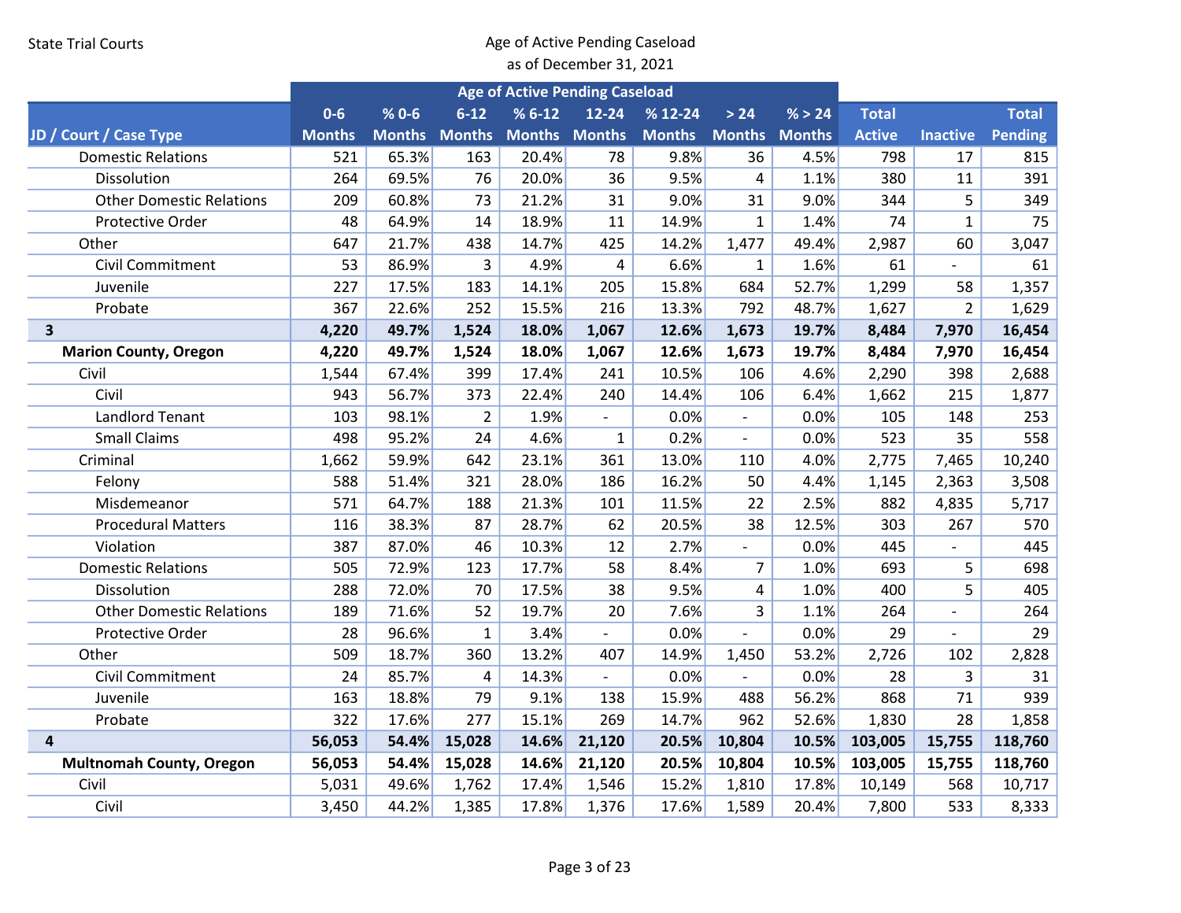State Trial Courts

## Age of Active Pending Caseload
as of December 31, 2021

| JD / Court / Case Type | Age of Active Pending Caseload | | | | | | | | | | |
|---|---|---|---|---|---|---|---|---|---|---|---|
| | 0-6 Months | % 0-6 Months | 6-12 Months | % 6-12 Months | 12-24 Months | % 12-24 Months | > 24 Months | % > 24 Months | Total Active | Inactive | Total Pending |
| Domestic Relations | 521 | 65.3% | 163 | 20.4% | 78 | 9.8% | 36 | 4.5% | 798 | 17 | 815 |
| Dissolution | 264 | 69.5% | 76 | 20.0% | 36 | 9.5% | 4 | 1.1% | 380 | 11 | 391 |
| Other Domestic Relations | 209 | 60.8% | 73 | 21.2% | 31 | 9.0% | 31 | 9.0% | 344 | 5 | 349 |
| Protective Order | 48 | 64.9% | 14 | 18.9% | 11 | 14.9% | 1 | 1.4% | 74 | 1 | 75 |
| Other | 647 | 21.7% | 438 | 14.7% | 425 | 14.2% | 1,477 | 49.4% | 2,987 | 60 | 3,047 |
| Civil Commitment | 53 | 86.9% | 3 | 4.9% | 4 | 6.6% | 1 | 1.6% | 61 | - | 61 |
| Juvenile | 227 | 17.5% | 183 | 14.1% | 205 | 15.8% | 684 | 52.7% | 1,299 | 58 | 1,357 |
| Probate | 367 | 22.6% | 252 | 15.5% | 216 | 13.3% | 792 | 48.7% | 1,627 | 2 | 1,629 |
| **3** | **4,220** | **49.7%** | **1,524** | **18.0%** | **1,067** | **12.6%** | **1,673** | **19.7%** | **8,484** | **7,970** | **16,454** |
| **Marion County, Oregon** | **4,220** | **49.7%** | **1,524** | **18.0%** | **1,067** | **12.6%** | **1,673** | **19.7%** | **8,484** | **7,970** | **16,454** |
| Civil | 1,544 | 67.4% | 399 | 17.4% | 241 | 10.5% | 106 | 4.6% | 2,290 | 398 | 2,688 |
| Civil | 943 | 56.7% | 373 | 22.4% | 240 | 14.4% | 106 | 6.4% | 1,662 | 215 | 1,877 |
| Landlord Tenant | 103 | 98.1% | 2 | 1.9% | - | 0.0% | - | 0.0% | 105 | 148 | 253 |
| Small Claims | 498 | 95.2% | 24 | 4.6% | 1 | 0.2% | - | 0.0% | 523 | 35 | 558 |
| Criminal | 1,662 | 59.9% | 642 | 23.1% | 361 | 13.0% | 110 | 4.0% | 2,775 | 7,465 | 10,240 |
| Felony | 588 | 51.4% | 321 | 28.0% | 186 | 16.2% | 50 | 4.4% | 1,145 | 2,363 | 3,508 |
| Misdemeanor | 571 | 64.7% | 188 | 21.3% | 101 | 11.5% | 22 | 2.5% | 882 | 4,835 | 5,717 |
| Procedural Matters | 116 | 38.3% | 87 | 28.7% | 62 | 20.5% | 38 | 12.5% | 303 | 267 | 570 |
| Violation | 387 | 87.0% | 46 | 10.3% | 12 | 2.7% | - | 0.0% | 445 | - | 445 |
| Domestic Relations | 505 | 72.9% | 123 | 17.7% | 58 | 8.4% | 7 | 1.0% | 693 | 5 | 698 |
| Dissolution | 288 | 72.0% | 70 | 17.5% | 38 | 9.5% | 4 | 1.0% | 400 | 5 | 405 |
| Other Domestic Relations | 189 | 71.6% | 52 | 19.7% | 20 | 7.6% | 3 | 1.1% | 264 | - | 264 |
| Protective Order | 28 | 96.6% | 1 | 3.4% | - | 0.0% | - | 0.0% | 29 | - | 29 |
| Other | 509 | 18.7% | 360 | 13.2% | 407 | 14.9% | 1,450 | 53.2% | 2,726 | 102 | 2,828 |
| Civil Commitment | 24 | 85.7% | 4 | 14.3% | - | 0.0% | - | 0.0% | 28 | 3 | 31 |
| Juvenile | 163 | 18.8% | 79 | 9.1% | 138 | 15.9% | 488 | 56.2% | 868 | 71 | 939 |
| Probate | 322 | 17.6% | 277 | 15.1% | 269 | 14.7% | 962 | 52.6% | 1,830 | 28 | 1,858 |
| **4** | **56,053** | **54.4%** | **15,028** | **14.6%** | **21,120** | **20.5%** | **10,804** | **10.5%** | **103,005** | **15,755** | **118,760** |
| **Multnomah County, Oregon** | **56,053** | **54.4%** | **15,028** | **14.6%** | **21,120** | **20.5%** | **10,804** | **10.5%** | **103,005** | **15,755** | **118,760** |
| Civil | 5,031 | 49.6% | 1,762 | 17.4% | 1,546 | 15.2% | 1,810 | 17.8% | 10,149 | 568 | 10,717 |
| Civil | 3,450 | 44.2% | 1,385 | 17.8% | 1,376 | 17.6% | 1,589 | 20.4% | 7,800 | 533 | 8,333 |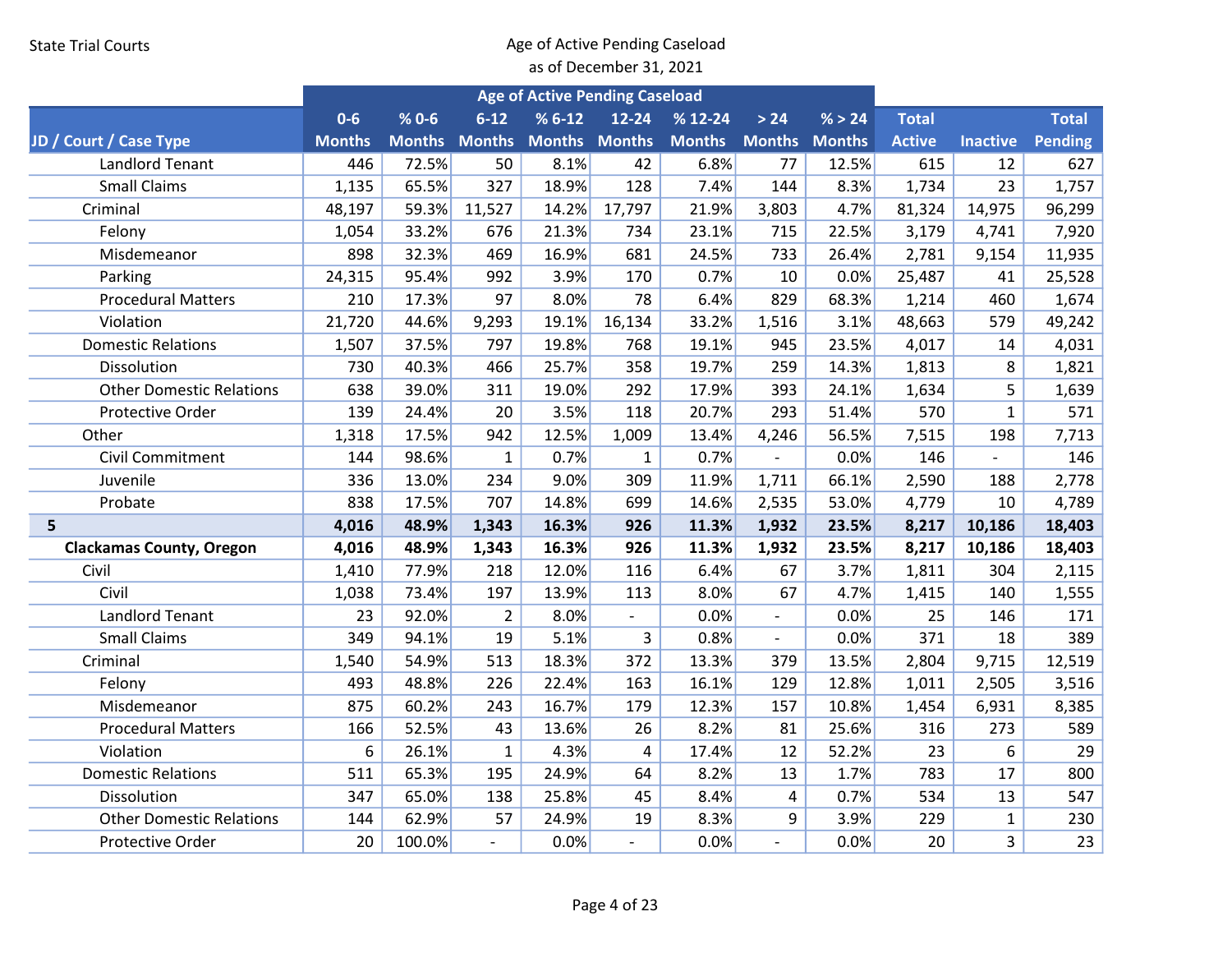State Trial Courts

Age of Active Pending Caseload
as of December 31, 2021

| JD / Court / Case Type | Age of Active Pending Caseload | | | | | | | | | | |
|---|---|---|---|---|---|---|---|---|---|---|---|
| | 0-6 Months | % 0-6 Months | 6-12 Months | % 6-12 Months | 12-24 Months | % 12-24 Months | > 24 Months | % > 24 Months | Total Active | Inactive | Total Pending |
| Landlord Tenant | 446 | 72.5% | 50 | 8.1% | 42 | 6.8% | 77 | 12.5% | 615 | 12 | 627 |
| Small Claims | 1,135 | 65.5% | 327 | 18.9% | 128 | 7.4% | 144 | 8.3% | 1,734 | 23 | 1,757 |
| Criminal | 48,197 | 59.3% | 11,527 | 14.2% | 17,797 | 21.9% | 3,803 | 4.7% | 81,324 | 14,975 | 96,299 |
| Felony | 1,054 | 33.2% | 676 | 21.3% | 734 | 23.1% | 715 | 22.5% | 3,179 | 4,741 | 7,920 |
| Misdemeanor | 898 | 32.3% | 469 | 16.9% | 681 | 24.5% | 733 | 26.4% | 2,781 | 9,154 | 11,935 |
| Parking | 24,315 | 95.4% | 992 | 3.9% | 170 | 0.7% | 10 | 0.0% | 25,487 | 41 | 25,528 |
| Procedural Matters | 210 | 17.3% | 97 | 8.0% | 78 | 6.4% | 829 | 68.3% | 1,214 | 460 | 1,674 |
| Violation | 21,720 | 44.6% | 9,293 | 19.1% | 16,134 | 33.2% | 1,516 | 3.1% | 48,663 | 579 | 49,242 |
| Domestic Relations | 1,507 | 37.5% | 797 | 19.8% | 768 | 19.1% | 945 | 23.5% | 4,017 | 14 | 4,031 |
| Dissolution | 730 | 40.3% | 466 | 25.7% | 358 | 19.7% | 259 | 14.3% | 1,813 | 8 | 1,821 |
| Other Domestic Relations | 638 | 39.0% | 311 | 19.0% | 292 | 17.9% | 393 | 24.1% | 1,634 | 5 | 1,639 |
| Protective Order | 139 | 24.4% | 20 | 3.5% | 118 | 20.7% | 293 | 51.4% | 570 | 1 | 571 |
| Other | 1,318 | 17.5% | 942 | 12.5% | 1,009 | 13.4% | 4,246 | 56.5% | 7,515 | 198 | 7,713 |
| Civil Commitment | 144 | 98.6% | 1 | 0.7% | 1 | 0.7% | - | 0.0% | 146 | - | 146 |
| Juvenile | 336 | 13.0% | 234 | 9.0% | 309 | 11.9% | 1,711 | 66.1% | 2,590 | 188 | 2,778 |
| Probate | 838 | 17.5% | 707 | 14.8% | 699 | 14.6% | 2,535 | 53.0% | 4,779 | 10 | 4,789 |
| **5** | **4,016** | **48.9%** | **1,343** | **16.3%** | **926** | **11.3%** | **1,932** | **23.5%** | **8,217** | **10,186** | **18,403** |
| **Clackamas County, Oregon** | **4,016** | **48.9%** | **1,343** | **16.3%** | **926** | **11.3%** | **1,932** | **23.5%** | **8,217** | **10,186** | **18,403** |
| Civil | 1,410 | 77.9% | 218 | 12.0% | 116 | 6.4% | 67 | 3.7% | 1,811 | 304 | 2,115 |
| Civil | 1,038 | 73.4% | 197 | 13.9% | 113 | 8.0% | 67 | 4.7% | 1,415 | 140 | 1,555 |
| Landlord Tenant | 23 | 92.0% | 2 | 8.0% | - | 0.0% | - | 0.0% | 25 | 146 | 171 |
| Small Claims | 349 | 94.1% | 19 | 5.1% | 3 | 0.8% | - | 0.0% | 371 | 18 | 389 |
| Criminal | 1,540 | 54.9% | 513 | 18.3% | 372 | 13.3% | 379 | 13.5% | 2,804 | 9,715 | 12,519 |
| Felony | 493 | 48.8% | 226 | 22.4% | 163 | 16.1% | 129 | 12.8% | 1,011 | 2,505 | 3,516 |
| Misdemeanor | 875 | 60.2% | 243 | 16.7% | 179 | 12.3% | 157 | 10.8% | 1,454 | 6,931 | 8,385 |
| Procedural Matters | 166 | 52.5% | 43 | 13.6% | 26 | 8.2% | 81 | 25.6% | 316 | 273 | 589 |
| Violation | 6 | 26.1% | 1 | 4.3% | 4 | 17.4% | 12 | 52.2% | 23 | 6 | 29 |
| Domestic Relations | 511 | 65.3% | 195 | 24.9% | 64 | 8.2% | 13 | 1.7% | 783 | 17 | 800 |
| Dissolution | 347 | 65.0% | 138 | 25.8% | 45 | 8.4% | 4 | 0.7% | 534 | 13 | 547 |
| Other Domestic Relations | 144 | 62.9% | 57 | 24.9% | 19 | 8.3% | 9 | 3.9% | 229 | 1 | 230 |
| Protective Order | 20 | 100.0% | - | 0.0% | - | 0.0% | - | 0.0% | 20 | 3 | 23 |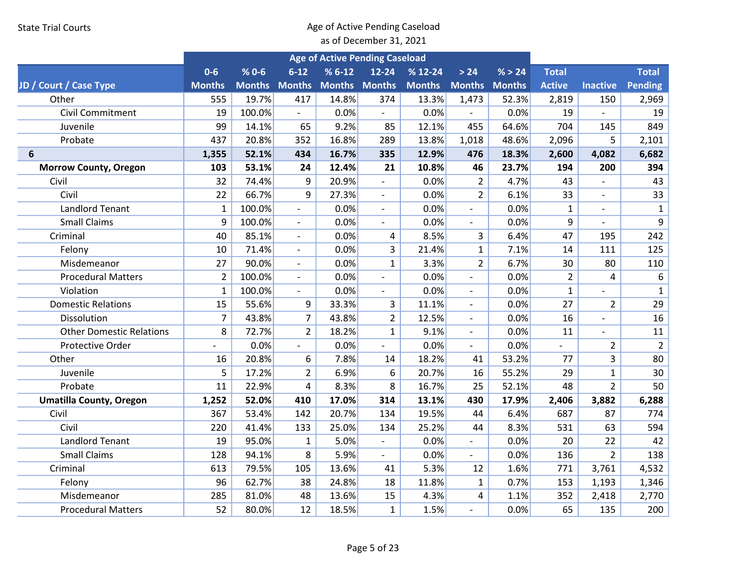State Trial Courts

## Age of Active Pending Caseload as of December 31, 2021

| JD / Court / Case Type | Age of Active Pending Caseload | | | | | | | | | | |
|---|---|---|---|---|---|---|---|---|---|---|---|
| | 0-6 Months | % 0-6 Months | 6-12 Months | % 6-12 Months | 12-24 Months | % 12-24 Months | > 24 Months | % > 24 Months | Total Active | Inactive | Total Pending |
| Other | 555 | 19.7% | 417 | 14.8% | 374 | 13.3% | 1,473 | 52.3% | 2,819 | 150 | 2,969 |
| Civil Commitment | 19 | 100.0% | - | 0.0% | - | 0.0% | - | 0.0% | 19 | - | 19 |
| Juvenile | 99 | 14.1% | 65 | 9.2% | 85 | 12.1% | 455 | 64.6% | 704 | 145 | 849 |
| Probate | 437 | 20.8% | 352 | 16.8% | 289 | 13.8% | 1,018 | 48.6% | 2,096 | 5 | 2,101 |
| **6** | **1,355** | **52.1%** | **434** | **16.7%** | **335** | **12.9%** | **476** | **18.3%** | **2,600** | **4,082** | **6,682** |
| **Morrow County, Oregon** | **103** | **53.1%** | **24** | **12.4%** | **21** | **10.8%** | **46** | **23.7%** | **194** | **200** | **394** |
| Civil | 32 | 74.4% | 9 | 20.9% | - | 0.0% | 2 | 4.7% | 43 | - | 43 |
| Civil | 22 | 66.7% | 9 | 27.3% | - | 0.0% | 2 | 6.1% | 33 | - | 33 |
| Landlord Tenant | 1 | 100.0% | - | 0.0% | - | 0.0% | - | 0.0% | 1 | - | 1 |
| Small Claims | 9 | 100.0% | - | 0.0% | - | 0.0% | - | 0.0% | 9 | - | 9 |
| Criminal | 40 | 85.1% | - | 0.0% | 4 | 8.5% | 3 | 6.4% | 47 | 195 | 242 |
| Felony | 10 | 71.4% | - | 0.0% | 3 | 21.4% | 1 | 7.1% | 14 | 111 | 125 |
| Misdemeanor | 27 | 90.0% | - | 0.0% | 1 | 3.3% | 2 | 6.7% | 30 | 80 | 110 |
| Procedural Matters | 2 | 100.0% | - | 0.0% | - | 0.0% | - | 0.0% | 2 | 4 | 6 |
| Violation | 1 | 100.0% | - | 0.0% | - | 0.0% | - | 0.0% | 1 | - | 1 |
| Domestic Relations | 15 | 55.6% | 9 | 33.3% | 3 | 11.1% | - | 0.0% | 27 | 2 | 29 |
| Dissolution | 7 | 43.8% | 7 | 43.8% | 2 | 12.5% | - | 0.0% | 16 | - | 16 |
| Other Domestic Relations | 8 | 72.7% | 2 | 18.2% | 1 | 9.1% | - | 0.0% | 11 | - | 11 |
| Protective Order | - | 0.0% | - | 0.0% | - | 0.0% | - | 0.0% | - | 2 | 2 |
| Other | 16 | 20.8% | 6 | 7.8% | 14 | 18.2% | 41 | 53.2% | 77 | 3 | 80 |
| Juvenile | 5 | 17.2% | 2 | 6.9% | 6 | 20.7% | 16 | 55.2% | 29 | 1 | 30 |
| Probate | 11 | 22.9% | 4 | 8.3% | 8 | 16.7% | 25 | 52.1% | 48 | 2 | 50 |
| **Umatilla County, Oregon** | **1,252** | **52.0%** | **410** | **17.0%** | **314** | **13.1%** | **430** | **17.9%** | **2,406** | **3,882** | **6,288** |
| Civil | 367 | 53.4% | 142 | 20.7% | 134 | 19.5% | 44 | 6.4% | 687 | 87 | 774 |
| Civil | 220 | 41.4% | 133 | 25.0% | 134 | 25.2% | 44 | 8.3% | 531 | 63 | 594 |
| Landlord Tenant | 19 | 95.0% | 1 | 5.0% | - | 0.0% | - | 0.0% | 20 | 22 | 42 |
| Small Claims | 128 | 94.1% | 8 | 5.9% | - | 0.0% | - | 0.0% | 136 | 2 | 138 |
| Criminal | 613 | 79.5% | 105 | 13.6% | 41 | 5.3% | 12 | 1.6% | 771 | 3,761 | 4,532 |
| Felony | 96 | 62.7% | 38 | 24.8% | 18 | 11.8% | 1 | 0.7% | 153 | 1,193 | 1,346 |
| Misdemeanor | 285 | 81.0% | 48 | 13.6% | 15 | 4.3% | 4 | 1.1% | 352 | 2,418 | 2,770 |
| Procedural Matters | 52 | 80.0% | 12 | 18.5% | 1 | 1.5% | - | 0.0% | 65 | 135 | 200 |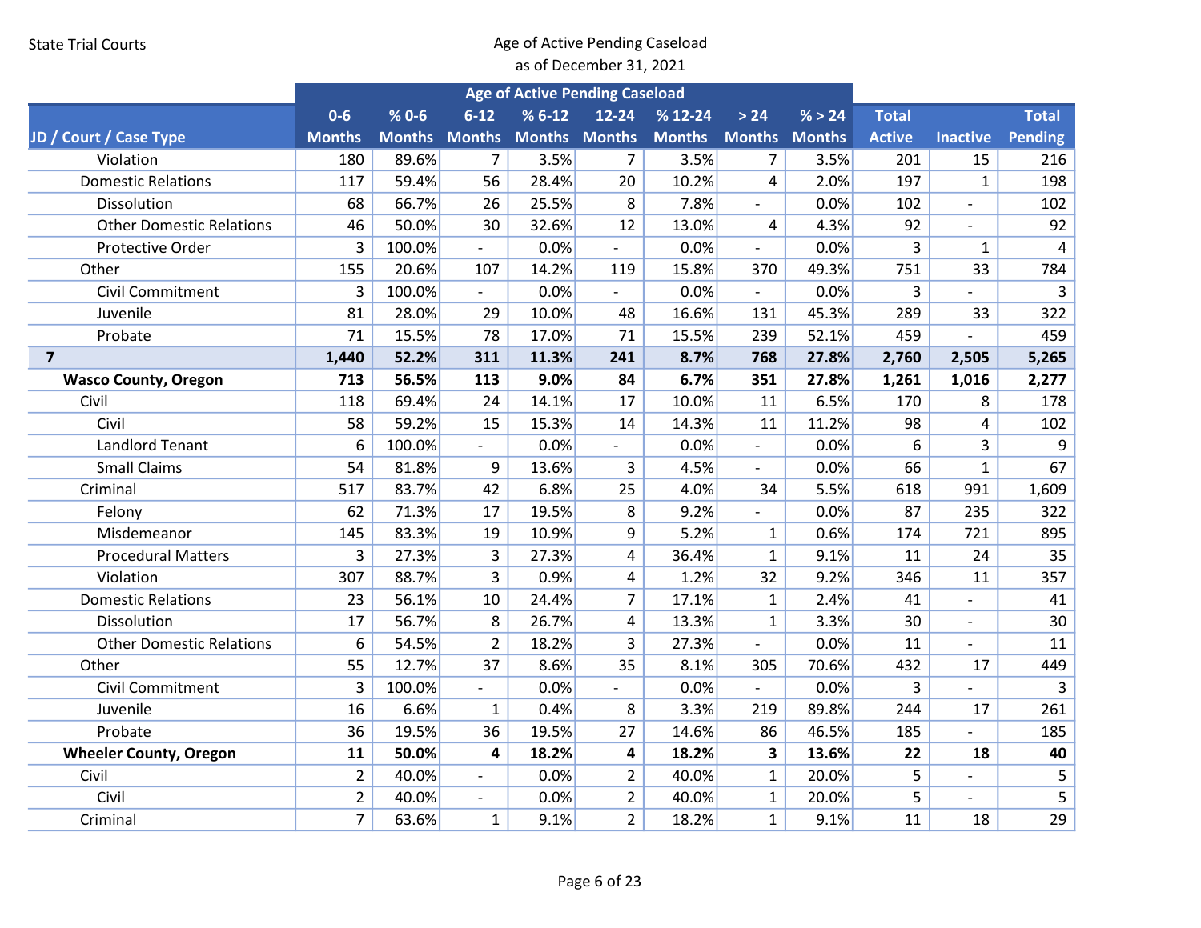State Trial Courts

Age of Active Pending Caseload
as of December 31, 2021

| JD / Court / Case Type | Age of Active Pending Caseload | | | | | | | | | | |
|---|---|---|---|---|---|---|---|---|---|---|---|
| | 0-6 Months | % 0-6 Months | 6-12 Months | % 6-12 Months | 12-24 Months | % 12-24 Months | > 24 Months | % > 24 Months | Total Active | Inactive | Total Pending |
| Violation | 180 | 89.6% | 7 | 3.5% | 7 | 3.5% | 7 | 3.5% | 201 | 15 | 216 |
| Domestic Relations | 117 | 59.4% | 56 | 28.4% | 20 | 10.2% | 4 | 2.0% | 197 | 1 | 198 |
| Dissolution | 68 | 66.7% | 26 | 25.5% | 8 | 7.8% | - | 0.0% | 102 | - | 102 |
| Other Domestic Relations | 46 | 50.0% | 30 | 32.6% | 12 | 13.0% | 4 | 4.3% | 92 | - | 92 |
| Protective Order | 3 | 100.0% | - | 0.0% | - | 0.0% | - | 0.0% | 3 | 1 | 4 |
| Other | 155 | 20.6% | 107 | 14.2% | 119 | 15.8% | 370 | 49.3% | 751 | 33 | 784 |
| Civil Commitment | 3 | 100.0% | - | 0.0% | - | 0.0% | - | 0.0% | 3 | - | 3 |
| Juvenile | 81 | 28.0% | 29 | 10.0% | 48 | 16.6% | 131 | 45.3% | 289 | 33 | 322 |
| Probate | 71 | 15.5% | 78 | 17.0% | 71 | 15.5% | 239 | 52.1% | 459 | - | 459 |
| **7** | **1,440** | **52.2%** | **311** | **11.3%** | **241** | **8.7%** | **768** | **27.8%** | **2,760** | **2,505** | **5,265** |
| **Wasco County, Oregon** | **713** | **56.5%** | **113** | **9.0%** | **84** | **6.7%** | **351** | **27.8%** | **1,261** | **1,016** | **2,277** |
| Civil | 118 | 69.4% | 24 | 14.1% | 17 | 10.0% | 11 | 6.5% | 170 | 8 | 178 |
| Civil | 58 | 59.2% | 15 | 15.3% | 14 | 14.3% | 11 | 11.2% | 98 | 4 | 102 |
| Landlord Tenant | 6 | 100.0% | - | 0.0% | - | 0.0% | - | 0.0% | 6 | 3 | 9 |
| Small Claims | 54 | 81.8% | 9 | 13.6% | 3 | 4.5% | - | 0.0% | 66 | 1 | 67 |
| Criminal | 517 | 83.7% | 42 | 6.8% | 25 | 4.0% | 34 | 5.5% | 618 | 991 | 1,609 |
| Felony | 62 | 71.3% | 17 | 19.5% | 8 | 9.2% | - | 0.0% | 87 | 235 | 322 |
| Misdemeanor | 145 | 83.3% | 19 | 10.9% | 9 | 5.2% | 1 | 0.6% | 174 | 721 | 895 |
| Procedural Matters | 3 | 27.3% | 3 | 27.3% | 4 | 36.4% | 1 | 9.1% | 11 | 24 | 35 |
| Violation | 307 | 88.7% | 3 | 0.9% | 4 | 1.2% | 32 | 9.2% | 346 | 11 | 357 |
| Domestic Relations | 23 | 56.1% | 10 | 24.4% | 7 | 17.1% | 1 | 2.4% | 41 | - | 41 |
| Dissolution | 17 | 56.7% | 8 | 26.7% | 4 | 13.3% | 1 | 3.3% | 30 | - | 30 |
| Other Domestic Relations | 6 | 54.5% | 2 | 18.2% | 3 | 27.3% | - | 0.0% | 11 | - | 11 |
| Other | 55 | 12.7% | 37 | 8.6% | 35 | 8.1% | 305 | 70.6% | 432 | 17 | 449 |
| Civil Commitment | 3 | 100.0% | - | 0.0% | - | 0.0% | - | 0.0% | 3 | - | 3 |
| Juvenile | 16 | 6.6% | 1 | 0.4% | 8 | 3.3% | 219 | 89.8% | 244 | 17 | 261 |
| Probate | 36 | 19.5% | 36 | 19.5% | 27 | 14.6% | 86 | 46.5% | 185 | - | 185 |
| **Wheeler County, Oregon** | **11** | **50.0%** | **4** | **18.2%** | **4** | **18.2%** | **3** | **13.6%** | **22** | **18** | **40** |
| Civil | 2 | 40.0% | - | 0.0% | 2 | 40.0% | 1 | 20.0% | 5 | - | 5 |
| Civil | 2 | 40.0% | - | 0.0% | 2 | 40.0% | 1 | 20.0% | 5 | - | 5 |
| Criminal | 7 | 63.6% | 1 | 9.1% | 2 | 18.2% | 1 | 9.1% | 11 | 18 | 29 |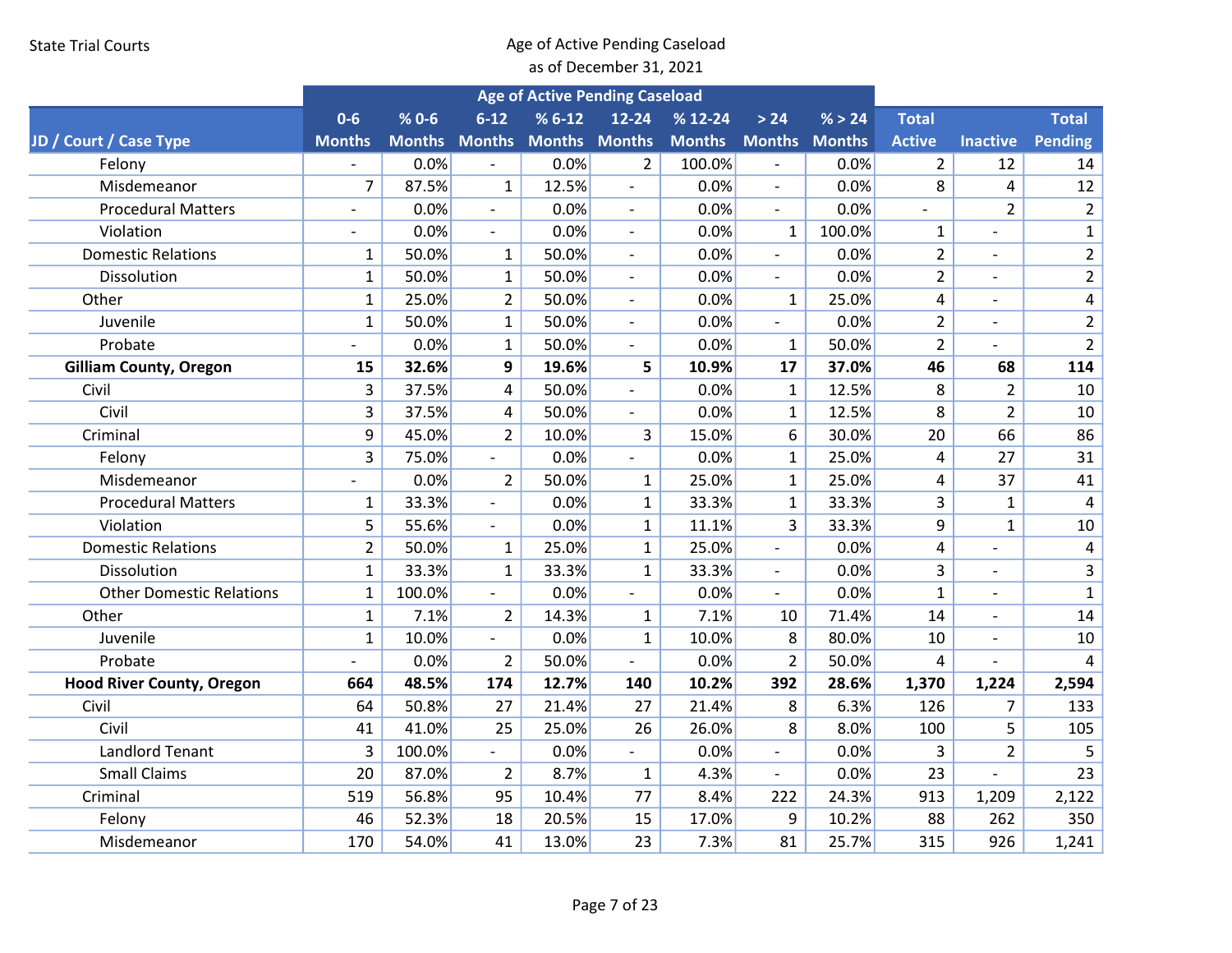State Trial Courts

Age of Active Pending Caseload
as of December 31, 2021

| | Age of Active Pending Caseload | | | | | | | | | | |
|---|---|---|---|---|---|---|---|---|---|---|---|
| JD / Court / Case Type | 0-6 Months | % 0-6 Months | 6-12 Months | % 6-12 Months | 12-24 Months | % 12-24 Months | > 24 Months | % > 24 Months | Total Active | Inactive | Total Pending |
| Felony | - | 0.0% | - | 0.0% | 2 | 100.0% | - | 0.0% | 2 | 12 | 14 |
| Misdemeanor | 7 | 87.5% | 1 | 12.5% | - | 0.0% | - | 0.0% | 8 | 4 | 12 |
| Procedural Matters | - | 0.0% | - | 0.0% | - | 0.0% | - | 0.0% | - | 2 | 2 |
| Violation | - | 0.0% | - | 0.0% | - | 0.0% | 1 | 100.0% | 1 | - | 1 |
| Domestic Relations | 1 | 50.0% | 1 | 50.0% | - | 0.0% | - | 0.0% | 2 | - | 2 |
| Dissolution | 1 | 50.0% | 1 | 50.0% | - | 0.0% | - | 0.0% | 2 | - | 2 |
| Other | 1 | 25.0% | 2 | 50.0% | - | 0.0% | 1 | 25.0% | 4 | - | 4 |
| Juvenile | 1 | 50.0% | 1 | 50.0% | - | 0.0% | - | 0.0% | 2 | - | 2 |
| Probate | - | 0.0% | 1 | 50.0% | - | 0.0% | 1 | 50.0% | 2 | - | 2 |
| **Gilliam County, Oregon** | **15** | **32.6%** | **9** | **19.6%** | **5** | **10.9%** | **17** | **37.0%** | **46** | **68** | **114** |
| Civil | 3 | 37.5% | 4 | 50.0% | - | 0.0% | 1 | 12.5% | 8 | 2 | 10 |
| Civil | 3 | 37.5% | 4 | 50.0% | - | 0.0% | 1 | 12.5% | 8 | 2 | 10 |
| Criminal | 9 | 45.0% | 2 | 10.0% | 3 | 15.0% | 6 | 30.0% | 20 | 66 | 86 |
| Felony | 3 | 75.0% | - | 0.0% | - | 0.0% | 1 | 25.0% | 4 | 27 | 31 |
| Misdemeanor | - | 0.0% | 2 | 50.0% | 1 | 25.0% | 1 | 25.0% | 4 | 37 | 41 |
| Procedural Matters | 1 | 33.3% | - | 0.0% | 1 | 33.3% | 1 | 33.3% | 3 | 1 | 4 |
| Violation | 5 | 55.6% | - | 0.0% | 1 | 11.1% | 3 | 33.3% | 9 | 1 | 10 |
| Domestic Relations | 2 | 50.0% | 1 | 25.0% | 1 | 25.0% | - | 0.0% | 4 | - | 4 |
| Dissolution | 1 | 33.3% | 1 | 33.3% | 1 | 33.3% | - | 0.0% | 3 | - | 3 |
| Other Domestic Relations | 1 | 100.0% | - | 0.0% | - | 0.0% | - | 0.0% | 1 | - | 1 |
| Other | 1 | 7.1% | 2 | 14.3% | 1 | 7.1% | 10 | 71.4% | 14 | - | 14 |
| Juvenile | 1 | 10.0% | - | 0.0% | 1 | 10.0% | 8 | 80.0% | 10 | - | 10 |
| Probate | - | 0.0% | 2 | 50.0% | - | 0.0% | 2 | 50.0% | 4 | - | 4 |
| **Hood River County, Oregon** | **664** | **48.5%** | **174** | **12.7%** | **140** | **10.2%** | **392** | **28.6%** | **1,370** | **1,224** | **2,594** |
| Civil | 64 | 50.8% | 27 | 21.4% | 27 | 21.4% | 8 | 6.3% | 126 | 7 | 133 |
| Civil | 41 | 41.0% | 25 | 25.0% | 26 | 26.0% | 8 | 8.0% | 100 | 5 | 105 |
| Landlord Tenant | 3 | 100.0% | - | 0.0% | - | 0.0% | - | 0.0% | 3 | 2 | 5 |
| Small Claims | 20 | 87.0% | 2 | 8.7% | 1 | 4.3% | - | 0.0% | 23 | - | 23 |
| Criminal | 519 | 56.8% | 95 | 10.4% | 77 | 8.4% | 222 | 24.3% | 913 | 1,209 | 2,122 |
| Felony | 46 | 52.3% | 18 | 20.5% | 15 | 17.0% | 9 | 10.2% | 88 | 262 | 350 |
| Misdemeanor | 170 | 54.0% | 41 | 13.0% | 23 | 7.3% | 81 | 25.7% | 315 | 926 | 1,241 |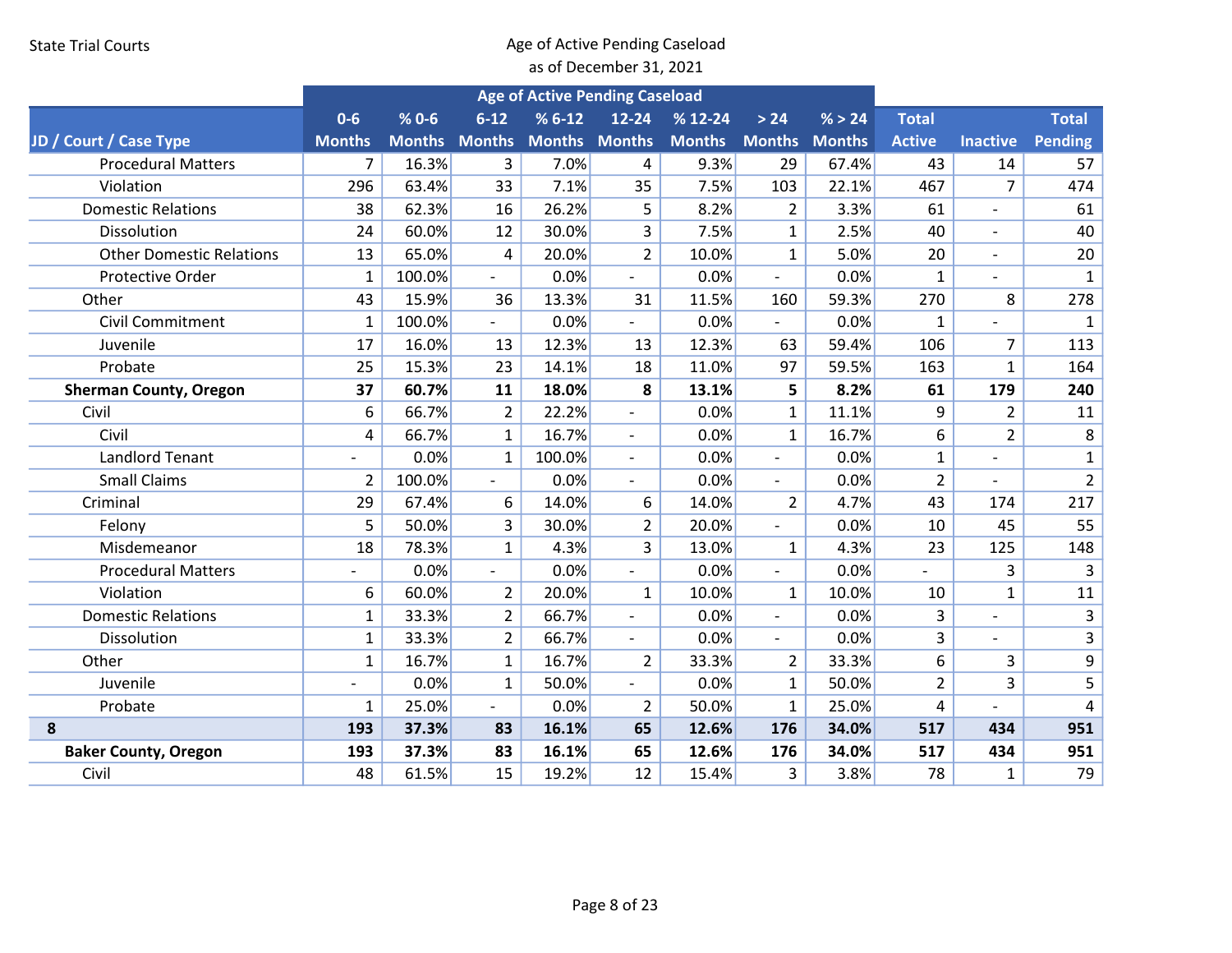State Trial Courts

Age of Active Pending Caseload
as of December 31, 2021

| JD / Court / Case Type | Age of Active Pending Caseload | | | | | | | | | | |
|---|---|---|---|---|---|---|---|---|---|---|---|
| | 0-6 Months | % 0-6 Months | 6-12 Months | % 6-12 Months | 12-24 Months | % 12-24 Months | > 24 Months | % > 24 Months | Total Active | Inactive | Total Pending |
| Procedural Matters | 7 | 16.3% | 3 | 7.0% | 4 | 9.3% | 29 | 67.4% | 43 | 14 | 57 |
| Violation | 296 | 63.4% | 33 | 7.1% | 35 | 7.5% | 103 | 22.1% | 467 | 7 | 474 |
| Domestic Relations | 38 | 62.3% | 16 | 26.2% | 5 | 8.2% | 2 | 3.3% | 61 | - | 61 |
| Dissolution | 24 | 60.0% | 12 | 30.0% | 3 | 7.5% | 1 | 2.5% | 40 | - | 40 |
| Other Domestic Relations | 13 | 65.0% | 4 | 20.0% | 2 | 10.0% | 1 | 5.0% | 20 | - | 20 |
| Protective Order | 1 | 100.0% | - | 0.0% | - | 0.0% | - | 0.0% | 1 | - | 1 |
| Other | 43 | 15.9% | 36 | 13.3% | 31 | 11.5% | 160 | 59.3% | 270 | 8 | 278 |
| Civil Commitment | 1 | 100.0% | - | 0.0% | - | 0.0% | - | 0.0% | 1 | - | 1 |
| Juvenile | 17 | 16.0% | 13 | 12.3% | 13 | 12.3% | 63 | 59.4% | 106 | 7 | 113 |
| Probate | 25 | 15.3% | 23 | 14.1% | 18 | 11.0% | 97 | 59.5% | 163 | 1 | 164 |
| **Sherman County, Oregon** | **37** | **60.7%** | **11** | **18.0%** | **8** | **13.1%** | **5** | **8.2%** | **61** | **179** | **240** |
| Civil | 6 | 66.7% | 2 | 22.2% | - | 0.0% | 1 | 11.1% | 9 | 2 | 11 |
| Civil | 4 | 66.7% | 1 | 16.7% | - | 0.0% | 1 | 16.7% | 6 | 2 | 8 |
| Landlord Tenant | - | 0.0% | 1 | 100.0% | - | 0.0% | - | 0.0% | 1 | - | 1 |
| Small Claims | 2 | 100.0% | - | 0.0% | - | 0.0% | - | 0.0% | 2 | - | 2 |
| Criminal | 29 | 67.4% | 6 | 14.0% | 6 | 14.0% | 2 | 4.7% | 43 | 174 | 217 |
| Felony | 5 | 50.0% | 3 | 30.0% | 2 | 20.0% | - | 0.0% | 10 | 45 | 55 |
| Misdemeanor | 18 | 78.3% | 1 | 4.3% | 3 | 13.0% | 1 | 4.3% | 23 | 125 | 148 |
| Procedural Matters | - | 0.0% | - | 0.0% | - | 0.0% | - | 0.0% | - | 3 | 3 |
| Violation | 6 | 60.0% | 2 | 20.0% | 1 | 10.0% | 1 | 10.0% | 10 | 1 | 11 |
| Domestic Relations | 1 | 33.3% | 2 | 66.7% | - | 0.0% | - | 0.0% | 3 | - | 3 |
| Dissolution | 1 | 33.3% | 2 | 66.7% | - | 0.0% | - | 0.0% | 3 | - | 3 |
| Other | 1 | 16.7% | 1 | 16.7% | 2 | 33.3% | 2 | 33.3% | 6 | 3 | 9 |
| Juvenile | - | 0.0% | 1 | 50.0% | - | 0.0% | 1 | 50.0% | 2 | 3 | 5 |
| Probate | 1 | 25.0% | - | 0.0% | 2 | 50.0% | 1 | 25.0% | 4 | - | 4 |
| **8** | **193** | **37.3%** | **83** | **16.1%** | **65** | **12.6%** | **176** | **34.0%** | **517** | **434** | **951** |
| **Baker County, Oregon** | **193** | **37.3%** | **83** | **16.1%** | **65** | **12.6%** | **176** | **34.0%** | **517** | **434** | **951** |
| Civil | 48 | 61.5% | 15 | 19.2% | 12 | 15.4% | 3 | 3.8% | 78 | 1 | 79 |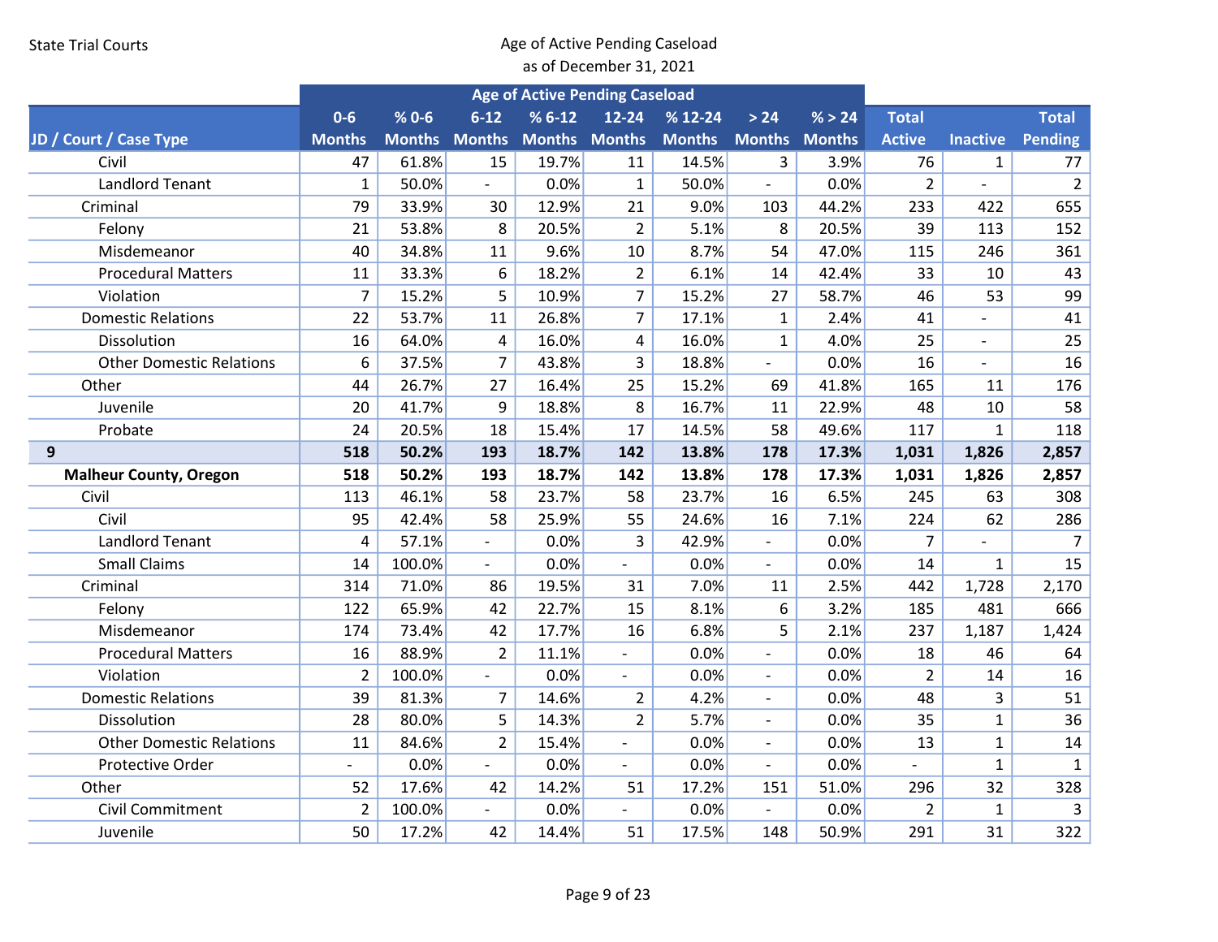State Trial Courts

Age of Active Pending Caseload
as of December 31, 2021

| JD / Court / Case Type | Age of Active Pending Caseload | | | | | | | | | | |
|---|---|---|---|---|---|---|---|---|---|---|---|
| | 0-6 Months | % 0-6 Months | 6-12 Months | % 6-12 Months | 12-24 Months | % 12-24 Months | > 24 Months | % > 24 Months | Total Active | Inactive | Total Pending |
| Civil | 47 | 61.8% | 15 | 19.7% | 11 | 14.5% | 3 | 3.9% | 76 | 1 | 77 |
| Landlord Tenant | 1 | 50.0% | - | 0.0% | 1 | 50.0% | - | 0.0% | 2 | - | 2 |
| Criminal | 79 | 33.9% | 30 | 12.9% | 21 | 9.0% | 103 | 44.2% | 233 | 422 | 655 |
| Felony | 21 | 53.8% | 8 | 20.5% | 2 | 5.1% | 8 | 20.5% | 39 | 113 | 152 |
| Misdemeanor | 40 | 34.8% | 11 | 9.6% | 10 | 8.7% | 54 | 47.0% | 115 | 246 | 361 |
| Procedural Matters | 11 | 33.3% | 6 | 18.2% | 2 | 6.1% | 14 | 42.4% | 33 | 10 | 43 |
| Violation | 7 | 15.2% | 5 | 10.9% | 7 | 15.2% | 27 | 58.7% | 46 | 53 | 99 |
| Domestic Relations | 22 | 53.7% | 11 | 26.8% | 7 | 17.1% | 1 | 2.4% | 41 | - | 41 |
| Dissolution | 16 | 64.0% | 4 | 16.0% | 4 | 16.0% | 1 | 4.0% | 25 | - | 25 |
| Other Domestic Relations | 6 | 37.5% | 7 | 43.8% | 3 | 18.8% | - | 0.0% | 16 | - | 16 |
| Other | 44 | 26.7% | 27 | 16.4% | 25 | 15.2% | 69 | 41.8% | 165 | 11 | 176 |
| Juvenile | 20 | 41.7% | 9 | 18.8% | 8 | 16.7% | 11 | 22.9% | 48 | 10 | 58 |
| Probate | 24 | 20.5% | 18 | 15.4% | 17 | 14.5% | 58 | 49.6% | 117 | 1 | 118 |
| **9** | **518** | **50.2%** | **193** | **18.7%** | **142** | **13.8%** | **178** | **17.3%** | **1,031** | **1,826** | **2,857** |
| **Malheur County, Oregon** | **518** | **50.2%** | **193** | **18.7%** | **142** | **13.8%** | **178** | **17.3%** | **1,031** | **1,826** | **2,857** |
| Civil | 113 | 46.1% | 58 | 23.7% | 58 | 23.7% | 16 | 6.5% | 245 | 63 | 308 |
| Civil | 95 | 42.4% | 58 | 25.9% | 55 | 24.6% | 16 | 7.1% | 224 | 62 | 286 |
| Landlord Tenant | 4 | 57.1% | - | 0.0% | 3 | 42.9% | - | 0.0% | 7 | - | 7 |
| Small Claims | 14 | 100.0% | - | 0.0% | - | 0.0% | - | 0.0% | 14 | 1 | 15 |
| Criminal | 314 | 71.0% | 86 | 19.5% | 31 | 7.0% | 11 | 2.5% | 442 | 1,728 | 2,170 |
| Felony | 122 | 65.9% | 42 | 22.7% | 15 | 8.1% | 6 | 3.2% | 185 | 481 | 666 |
| Misdemeanor | 174 | 73.4% | 42 | 17.7% | 16 | 6.8% | 5 | 2.1% | 237 | 1,187 | 1,424 |
| Procedural Matters | 16 | 88.9% | 2 | 11.1% | - | 0.0% | - | 0.0% | 18 | 46 | 64 |
| Violation | 2 | 100.0% | - | 0.0% | - | 0.0% | - | 0.0% | 2 | 14 | 16 |
| Domestic Relations | 39 | 81.3% | 7 | 14.6% | 2 | 4.2% | - | 0.0% | 48 | 3 | 51 |
| Dissolution | 28 | 80.0% | 5 | 14.3% | 2 | 5.7% | - | 0.0% | 35 | 1 | 36 |
| Other Domestic Relations | 11 | 84.6% | 2 | 15.4% | - | 0.0% | - | 0.0% | 13 | 1 | 14 |
| Protective Order | - | 0.0% | - | 0.0% | - | 0.0% | - | 0.0% | - | 1 | 1 |
| Other | 52 | 17.6% | 42 | 14.2% | 51 | 17.2% | 151 | 51.0% | 296 | 32 | 328 |
| Civil Commitment | 2 | 100.0% | - | 0.0% | - | 0.0% | - | 0.0% | 2 | 1 | 3 |
| Juvenile | 50 | 17.2% | 42 | 14.4% | 51 | 17.5% | 148 | 50.9% | 291 | 31 | 322 |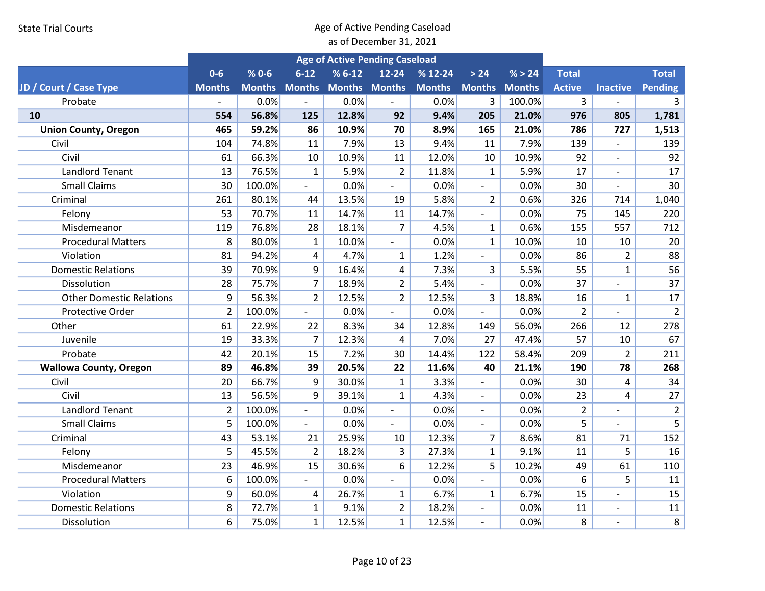State Trial Courts

Age of Active Pending Caseload
as of December 31, 2021

| JD / Court / Case Type | Age of Active Pending Caseload | | | | | | | | | | |
|---|---|---|---|---|---|---|---|---|---|---|---|
| | 0-6 Months | % 0-6 Months | 6-12 Months | % 6-12 Months | 12-24 Months | % 12-24 Months | > 24 Months | % > 24 Months | Total Active | Inactive | Total Pending |
| Probate | - | 0.0% | - | 0.0% | - | 0.0% | 3 | 100.0% | 3 | - | 3 |
| **10** | **554** | **56.8%** | **125** | **12.8%** | **92** | **9.4%** | **205** | **21.0%** | **976** | **805** | **1,781** |
| **Union County, Oregon** | **465** | **59.2%** | **86** | **10.9%** | **70** | **8.9%** | **165** | **21.0%** | **786** | **727** | **1,513** |
| Civil | 104 | 74.8% | 11 | 7.9% | 13 | 9.4% | 11 | 7.9% | 139 | - | 139 |
| Civil | 61 | 66.3% | 10 | 10.9% | 11 | 12.0% | 10 | 10.9% | 92 | - | 92 |
| Landlord Tenant | 13 | 76.5% | 1 | 5.9% | 2 | 11.8% | 1 | 5.9% | 17 | - | 17 |
| Small Claims | 30 | 100.0% | - | 0.0% | - | 0.0% | - | 0.0% | 30 | - | 30 |
| Criminal | 261 | 80.1% | 44 | 13.5% | 19 | 5.8% | 2 | 0.6% | 326 | 714 | 1,040 |
| Felony | 53 | 70.7% | 11 | 14.7% | 11 | 14.7% | - | 0.0% | 75 | 145 | 220 |
| Misdemeanor | 119 | 76.8% | 28 | 18.1% | 7 | 4.5% | 1 | 0.6% | 155 | 557 | 712 |
| Procedural Matters | 8 | 80.0% | 1 | 10.0% | - | 0.0% | 1 | 10.0% | 10 | 10 | 20 |
| Violation | 81 | 94.2% | 4 | 4.7% | 1 | 1.2% | - | 0.0% | 86 | 2 | 88 |
| Domestic Relations | 39 | 70.9% | 9 | 16.4% | 4 | 7.3% | 3 | 5.5% | 55 | 1 | 56 |
| Dissolution | 28 | 75.7% | 7 | 18.9% | 2 | 5.4% | - | 0.0% | 37 | - | 37 |
| Other Domestic Relations | 9 | 56.3% | 2 | 12.5% | 2 | 12.5% | 3 | 18.8% | 16 | 1 | 17 |
| Protective Order | 2 | 100.0% | - | 0.0% | - | 0.0% | - | 0.0% | 2 | - | 2 |
| Other | 61 | 22.9% | 22 | 8.3% | 34 | 12.8% | 149 | 56.0% | 266 | 12 | 278 |
| Juvenile | 19 | 33.3% | 7 | 12.3% | 4 | 7.0% | 27 | 47.4% | 57 | 10 | 67 |
| Probate | 42 | 20.1% | 15 | 7.2% | 30 | 14.4% | 122 | 58.4% | 209 | 2 | 211 |
| **Wallowa County, Oregon** | **89** | **46.8%** | **39** | **20.5%** | **22** | **11.6%** | **40** | **21.1%** | **190** | **78** | **268** |
| Civil | 20 | 66.7% | 9 | 30.0% | 1 | 3.3% | - | 0.0% | 30 | 4 | 34 |
| Civil | 13 | 56.5% | 9 | 39.1% | 1 | 4.3% | - | 0.0% | 23 | 4 | 27 |
| Landlord Tenant | 2 | 100.0% | - | 0.0% | - | 0.0% | - | 0.0% | 2 | - | 2 |
| Small Claims | 5 | 100.0% | - | 0.0% | - | 0.0% | - | 0.0% | 5 | - | 5 |
| Criminal | 43 | 53.1% | 21 | 25.9% | 10 | 12.3% | 7 | 8.6% | 81 | 71 | 152 |
| Felony | 5 | 45.5% | 2 | 18.2% | 3 | 27.3% | 1 | 9.1% | 11 | 5 | 16 |
| Misdemeanor | 23 | 46.9% | 15 | 30.6% | 6 | 12.2% | 5 | 10.2% | 49 | 61 | 110 |
| Procedural Matters | 6 | 100.0% | - | 0.0% | - | 0.0% | - | 0.0% | 6 | 5 | 11 |
| Violation | 9 | 60.0% | 4 | 26.7% | 1 | 6.7% | 1 | 6.7% | 15 | - | 15 |
| Domestic Relations | 8 | 72.7% | 1 | 9.1% | 2 | 18.2% | - | 0.0% | 11 | - | 11 |
| Dissolution | 6 | 75.0% | 1 | 12.5% | 1 | 12.5% | - | 0.0% | 8 | - | 8 |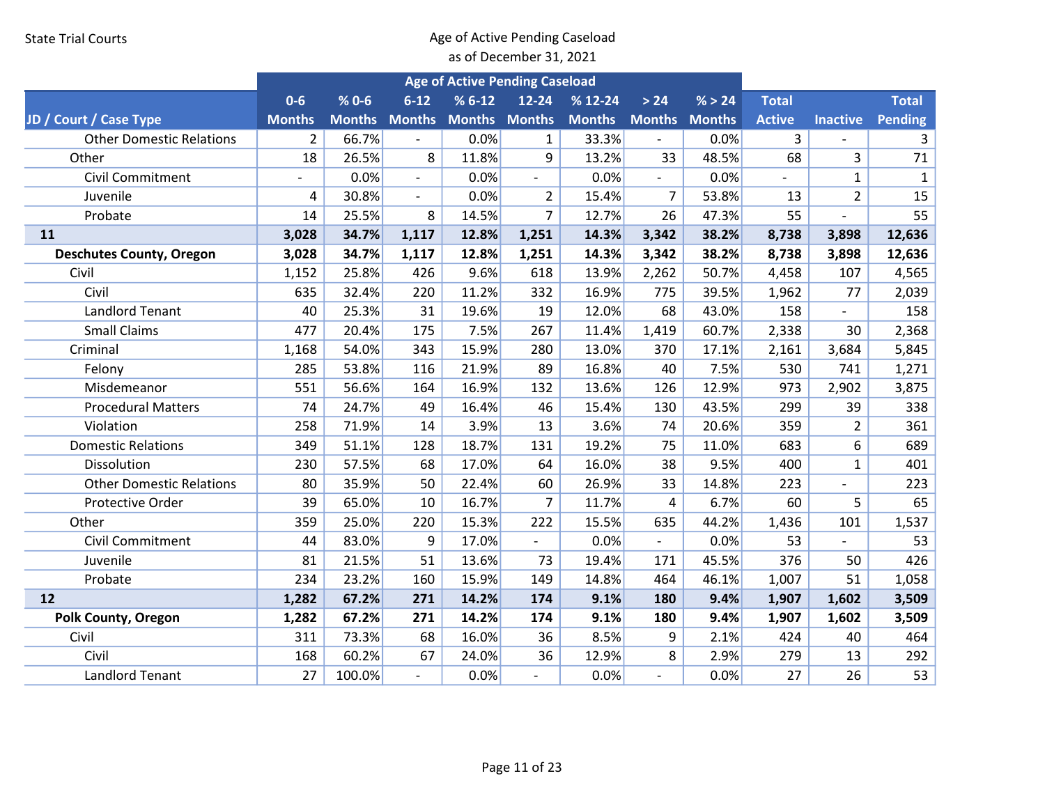State Trial Courts

Age of Active Pending Caseload
as of December 31, 2021

| JD / Court / Case Type | Age of Active Pending Caseload | | | | | | | | | | |
|---|---|---|---|---|---|---|---|---|---|---|---|
| | 0-6 Months | % 0-6 Months | 6-12 Months | % 6-12 Months | 12-24 Months | % 12-24 Months | > 24 Months | % > 24 Months | Total Active | Inactive | Total Pending |
| Other Domestic Relations | 2 | 66.7% | - | 0.0% | 1 | 33.3% | - | 0.0% | 3 | - | 3 |
| Other | 18 | 26.5% | 8 | 11.8% | 9 | 13.2% | 33 | 48.5% | 68 | 3 | 71 |
| Civil Commitment | - | 0.0% | - | 0.0% | - | 0.0% | - | 0.0% | - | 1 | 1 |
| Juvenile | 4 | 30.8% | - | 0.0% | 2 | 15.4% | 7 | 53.8% | 13 | 2 | 15 |
| Probate | 14 | 25.5% | 8 | 14.5% | 7 | 12.7% | 26 | 47.3% | 55 | - | 55 |
| **11** | **3,028** | **34.7%** | **1,117** | **12.8%** | **1,251** | **14.3%** | **3,342** | **38.2%** | **8,738** | **3,898** | **12,636** |
| **Deschutes County, Oregon** | **3,028** | **34.7%** | **1,117** | **12.8%** | **1,251** | **14.3%** | **3,342** | **38.2%** | **8,738** | **3,898** | **12,636** |
| Civil | 1,152 | 25.8% | 426 | 9.6% | 618 | 13.9% | 2,262 | 50.7% | 4,458 | 107 | 4,565 |
| Civil | 635 | 32.4% | 220 | 11.2% | 332 | 16.9% | 775 | 39.5% | 1,962 | 77 | 2,039 |
| Landlord Tenant | 40 | 25.3% | 31 | 19.6% | 19 | 12.0% | 68 | 43.0% | 158 | - | 158 |
| Small Claims | 477 | 20.4% | 175 | 7.5% | 267 | 11.4% | 1,419 | 60.7% | 2,338 | 30 | 2,368 |
| Criminal | 1,168 | 54.0% | 343 | 15.9% | 280 | 13.0% | 370 | 17.1% | 2,161 | 3,684 | 5,845 |
| Felony | 285 | 53.8% | 116 | 21.9% | 89 | 16.8% | 40 | 7.5% | 530 | 741 | 1,271 |
| Misdemeanor | 551 | 56.6% | 164 | 16.9% | 132 | 13.6% | 126 | 12.9% | 973 | 2,902 | 3,875 |
| Procedural Matters | 74 | 24.7% | 49 | 16.4% | 46 | 15.4% | 130 | 43.5% | 299 | 39 | 338 |
| Violation | 258 | 71.9% | 14 | 3.9% | 13 | 3.6% | 74 | 20.6% | 359 | 2 | 361 |
| Domestic Relations | 349 | 51.1% | 128 | 18.7% | 131 | 19.2% | 75 | 11.0% | 683 | 6 | 689 |
| Dissolution | 230 | 57.5% | 68 | 17.0% | 64 | 16.0% | 38 | 9.5% | 400 | 1 | 401 |
| Other Domestic Relations | 80 | 35.9% | 50 | 22.4% | 60 | 26.9% | 33 | 14.8% | 223 | - | 223 |
| Protective Order | 39 | 65.0% | 10 | 16.7% | 7 | 11.7% | 4 | 6.7% | 60 | 5 | 65 |
| Other | 359 | 25.0% | 220 | 15.3% | 222 | 15.5% | 635 | 44.2% | 1,436 | 101 | 1,537 |
| Civil Commitment | 44 | 83.0% | 9 | 17.0% | - | 0.0% | - | 0.0% | 53 | - | 53 |
| Juvenile | 81 | 21.5% | 51 | 13.6% | 73 | 19.4% | 171 | 45.5% | 376 | 50 | 426 |
| Probate | 234 | 23.2% | 160 | 15.9% | 149 | 14.8% | 464 | 46.1% | 1,007 | 51 | 1,058 |
| **12** | **1,282** | **67.2%** | **271** | **14.2%** | **174** | **9.1%** | **180** | **9.4%** | **1,907** | **1,602** | **3,509** |
| **Polk County, Oregon** | **1,282** | **67.2%** | **271** | **14.2%** | **174** | **9.1%** | **180** | **9.4%** | **1,907** | **1,602** | **3,509** |
| Civil | 311 | 73.3% | 68 | 16.0% | 36 | 8.5% | 9 | 2.1% | 424 | 40 | 464 |
| Civil | 168 | 60.2% | 67 | 24.0% | 36 | 12.9% | 8 | 2.9% | 279 | 13 | 292 |
| Landlord Tenant | 27 | 100.0% | - | 0.0% | - | 0.0% | - | 0.0% | 27 | 26 | 53 |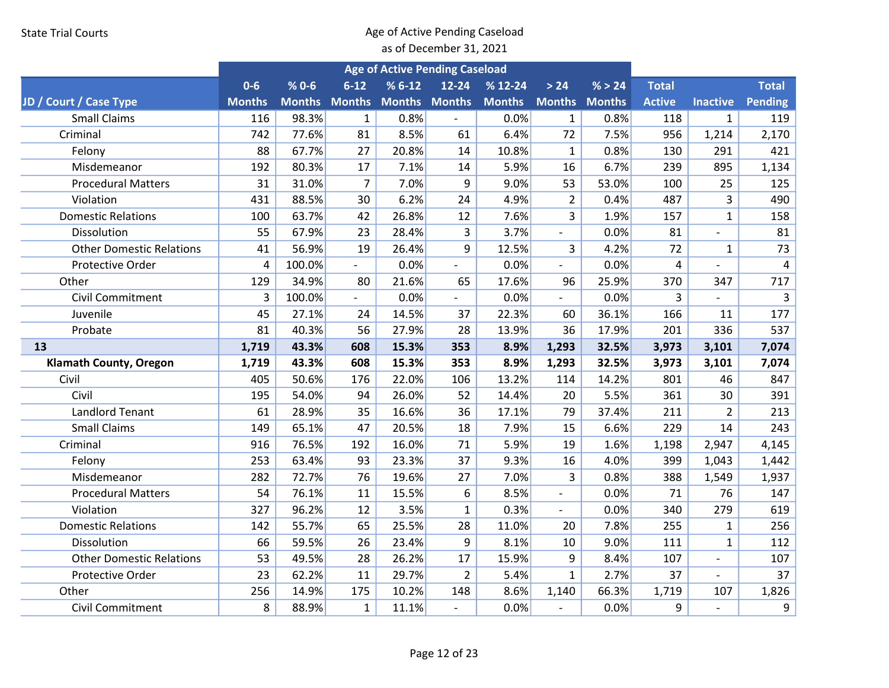State Trial Courts

Age of Active Pending Caseload
as of December 31, 2021

| JD / Court / Case Type | Age of Active Pending Caseload | | | | | | | | | | |
|---|---|---|---|---|---|---|---|---|---|---|---|
| | 0-6 Months | % 0-6 Months | 6-12 Months | % 6-12 Months | 12-24 Months | % 12-24 Months | > 24 Months | % > 24 Months | Total Active | Inactive | Total Pending |
| Small Claims | 116 | 98.3% | 1 | 0.8% | - | 0.0% | 1 | 0.8% | 118 | 1 | 119 |
| Criminal | 742 | 77.6% | 81 | 8.5% | 61 | 6.4% | 72 | 7.5% | 956 | 1,214 | 2,170 |
| Felony | 88 | 67.7% | 27 | 20.8% | 14 | 10.8% | 1 | 0.8% | 130 | 291 | 421 |
| Misdemeanor | 192 | 80.3% | 17 | 7.1% | 14 | 5.9% | 16 | 6.7% | 239 | 895 | 1,134 |
| Procedural Matters | 31 | 31.0% | 7 | 7.0% | 9 | 9.0% | 53 | 53.0% | 100 | 25 | 125 |
| Violation | 431 | 88.5% | 30 | 6.2% | 24 | 4.9% | 2 | 0.4% | 487 | 3 | 490 |
| Domestic Relations | 100 | 63.7% | 42 | 26.8% | 12 | 7.6% | 3 | 1.9% | 157 | 1 | 158 |
| Dissolution | 55 | 67.9% | 23 | 28.4% | 3 | 3.7% | - | 0.0% | 81 | - | 81 |
| Other Domestic Relations | 41 | 56.9% | 19 | 26.4% | 9 | 12.5% | 3 | 4.2% | 72 | 1 | 73 |
| Protective Order | 4 | 100.0% | - | 0.0% | - | 0.0% | - | 0.0% | 4 | - | 4 |
| Other | 129 | 34.9% | 80 | 21.6% | 65 | 17.6% | 96 | 25.9% | 370 | 347 | 717 |
| Civil Commitment | 3 | 100.0% | - | 0.0% | - | 0.0% | - | 0.0% | 3 | - | 3 |
| Juvenile | 45 | 27.1% | 24 | 14.5% | 37 | 22.3% | 60 | 36.1% | 166 | 11 | 177 |
| Probate | 81 | 40.3% | 56 | 27.9% | 28 | 13.9% | 36 | 17.9% | 201 | 336 | 537 |
| **13** | **1,719** | **43.3%** | **608** | **15.3%** | **353** | **8.9%** | **1,293** | **32.5%** | **3,973** | **3,101** | **7,074** |
| **Klamath County, Oregon** | **1,719** | **43.3%** | **608** | **15.3%** | **353** | **8.9%** | **1,293** | **32.5%** | **3,973** | **3,101** | **7,074** |
| Civil | 405 | 50.6% | 176 | 22.0% | 106 | 13.2% | 114 | 14.2% | 801 | 46 | 847 |
| Civil | 195 | 54.0% | 94 | 26.0% | 52 | 14.4% | 20 | 5.5% | 361 | 30 | 391 |
| Landlord Tenant | 61 | 28.9% | 35 | 16.6% | 36 | 17.1% | 79 | 37.4% | 211 | 2 | 213 |
| Small Claims | 149 | 65.1% | 47 | 20.5% | 18 | 7.9% | 15 | 6.6% | 229 | 14 | 243 |
| Criminal | 916 | 76.5% | 192 | 16.0% | 71 | 5.9% | 19 | 1.6% | 1,198 | 2,947 | 4,145 |
| Felony | 253 | 63.4% | 93 | 23.3% | 37 | 9.3% | 16 | 4.0% | 399 | 1,043 | 1,442 |
| Misdemeanor | 282 | 72.7% | 76 | 19.6% | 27 | 7.0% | 3 | 0.8% | 388 | 1,549 | 1,937 |
| Procedural Matters | 54 | 76.1% | 11 | 15.5% | 6 | 8.5% | - | 0.0% | 71 | 76 | 147 |
| Violation | 327 | 96.2% | 12 | 3.5% | 1 | 0.3% | - | 0.0% | 340 | 279 | 619 |
| Domestic Relations | 142 | 55.7% | 65 | 25.5% | 28 | 11.0% | 20 | 7.8% | 255 | 1 | 256 |
| Dissolution | 66 | 59.5% | 26 | 23.4% | 9 | 8.1% | 10 | 9.0% | 111 | 1 | 112 |
| Other Domestic Relations | 53 | 49.5% | 28 | 26.2% | 17 | 15.9% | 9 | 8.4% | 107 | - | 107 |
| Protective Order | 23 | 62.2% | 11 | 29.7% | 2 | 5.4% | 1 | 2.7% | 37 | - | 37 |
| Other | 256 | 14.9% | 175 | 10.2% | 148 | 8.6% | 1,140 | 66.3% | 1,719 | 107 | 1,826 |
| Civil Commitment | 8 | 88.9% | 1 | 11.1% | - | 0.0% | - | 0.0% | 9 | - | 9 |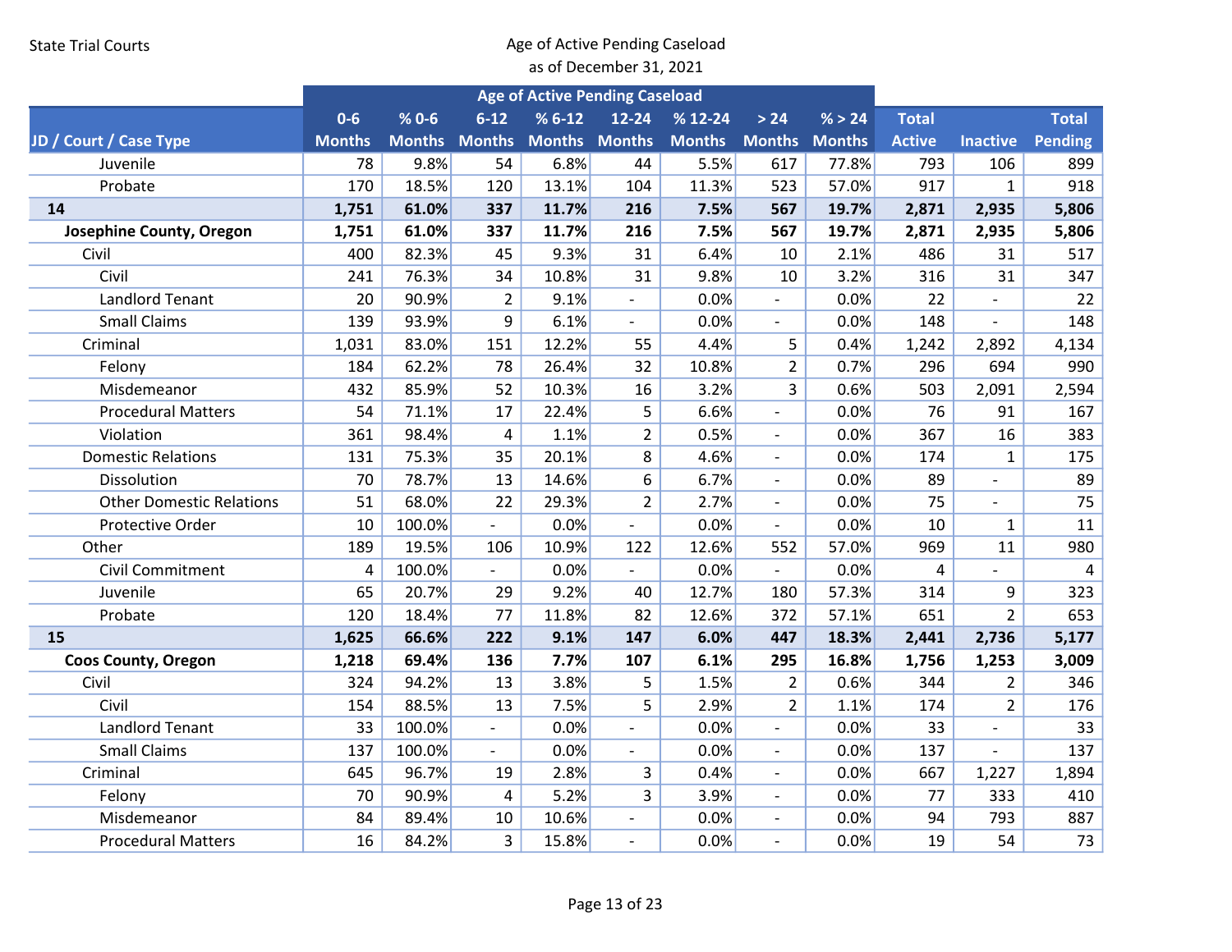State Trial Courts

Age of Active Pending Caseload
as of December 31, 2021

| JD / Court / Case Type | Age of Active Pending Caseload 0-6 Months | % 0-6 Months | 6-12 Months | % 6-12 Months | 12-24 Months | % 12-24 Months | > 24 Months | % > 24 Months | Total Active | Inactive | Total Pending |
|---|---|---|---|---|---|---|---|---|---|---|---|
| Juvenile | 78 | 9.8% | 54 | 6.8% | 44 | 5.5% | 617 | 77.8% | 793 | 106 | 899 |
| Probate | 170 | 18.5% | 120 | 13.1% | 104 | 11.3% | 523 | 57.0% | 917 | 1 | 918 |
| **14** | **1,751** | **61.0%** | **337** | **11.7%** | **216** | **7.5%** | **567** | **19.7%** | **2,871** | **2,935** | **5,806** |
| **Josephine County, Oregon** | **1,751** | **61.0%** | **337** | **11.7%** | **216** | **7.5%** | **567** | **19.7%** | **2,871** | **2,935** | **5,806** |
| Civil | 400 | 82.3% | 45 | 9.3% | 31 | 6.4% | 10 | 2.1% | 486 | 31 | 517 |
| Civil | 241 | 76.3% | 34 | 10.8% | 31 | 9.8% | 10 | 3.2% | 316 | 31 | 347 |
| Landlord Tenant | 20 | 90.9% | 2 | 9.1% | - | 0.0% | - | 0.0% | 22 | - | 22 |
| Small Claims | 139 | 93.9% | 9 | 6.1% | - | 0.0% | - | 0.0% | 148 | - | 148 |
| Criminal | 1,031 | 83.0% | 151 | 12.2% | 55 | 4.4% | 5 | 0.4% | 1,242 | 2,892 | 4,134 |
| Felony | 184 | 62.2% | 78 | 26.4% | 32 | 10.8% | 2 | 0.7% | 296 | 694 | 990 |
| Misdemeanor | 432 | 85.9% | 52 | 10.3% | 16 | 3.2% | 3 | 0.6% | 503 | 2,091 | 2,594 |
| Procedural Matters | 54 | 71.1% | 17 | 22.4% | 5 | 6.6% | - | 0.0% | 76 | 91 | 167 |
| Violation | 361 | 98.4% | 4 | 1.1% | 2 | 0.5% | - | 0.0% | 367 | 16 | 383 |
| Domestic Relations | 131 | 75.3% | 35 | 20.1% | 8 | 4.6% | - | 0.0% | 174 | 1 | 175 |
| Dissolution | 70 | 78.7% | 13 | 14.6% | 6 | 6.7% | - | 0.0% | 89 | - | 89 |
| Other Domestic Relations | 51 | 68.0% | 22 | 29.3% | 2 | 2.7% | - | 0.0% | 75 | - | 75 |
| Protective Order | 10 | 100.0% | - | 0.0% | - | 0.0% | - | 0.0% | 10 | 1 | 11 |
| Other | 189 | 19.5% | 106 | 10.9% | 122 | 12.6% | 552 | 57.0% | 969 | 11 | 980 |
| Civil Commitment | 4 | 100.0% | - | 0.0% | - | 0.0% | - | 0.0% | 4 | - | 4 |
| Juvenile | 65 | 20.7% | 29 | 9.2% | 40 | 12.7% | 180 | 57.3% | 314 | 9 | 323 |
| Probate | 120 | 18.4% | 77 | 11.8% | 82 | 12.6% | 372 | 57.1% | 651 | 2 | 653 |
| **15** | **1,625** | **66.6%** | **222** | **9.1%** | **147** | **6.0%** | **447** | **18.3%** | **2,441** | **2,736** | **5,177** |
| **Coos County, Oregon** | **1,218** | **69.4%** | **136** | **7.7%** | **107** | **6.1%** | **295** | **16.8%** | **1,756** | **1,253** | **3,009** |
| Civil | 324 | 94.2% | 13 | 3.8% | 5 | 1.5% | 2 | 0.6% | 344 | 2 | 346 |
| Civil | 154 | 88.5% | 13 | 7.5% | 5 | 2.9% | 2 | 1.1% | 174 | 2 | 176 |
| Landlord Tenant | 33 | 100.0% | - | 0.0% | - | 0.0% | - | 0.0% | 33 | - | 33 |
| Small Claims | 137 | 100.0% | - | 0.0% | - | 0.0% | - | 0.0% | 137 | - | 137 |
| Criminal | 645 | 96.7% | 19 | 2.8% | 3 | 0.4% | - | 0.0% | 667 | 1,227 | 1,894 |
| Felony | 70 | 90.9% | 4 | 5.2% | 3 | 3.9% | - | 0.0% | 77 | 333 | 410 |
| Misdemeanor | 84 | 89.4% | 10 | 10.6% | - | 0.0% | - | 0.0% | 94 | 793 | 887 |
| Procedural Matters | 16 | 84.2% | 3 | 15.8% | - | 0.0% | - | 0.0% | 19 | 54 | 73 |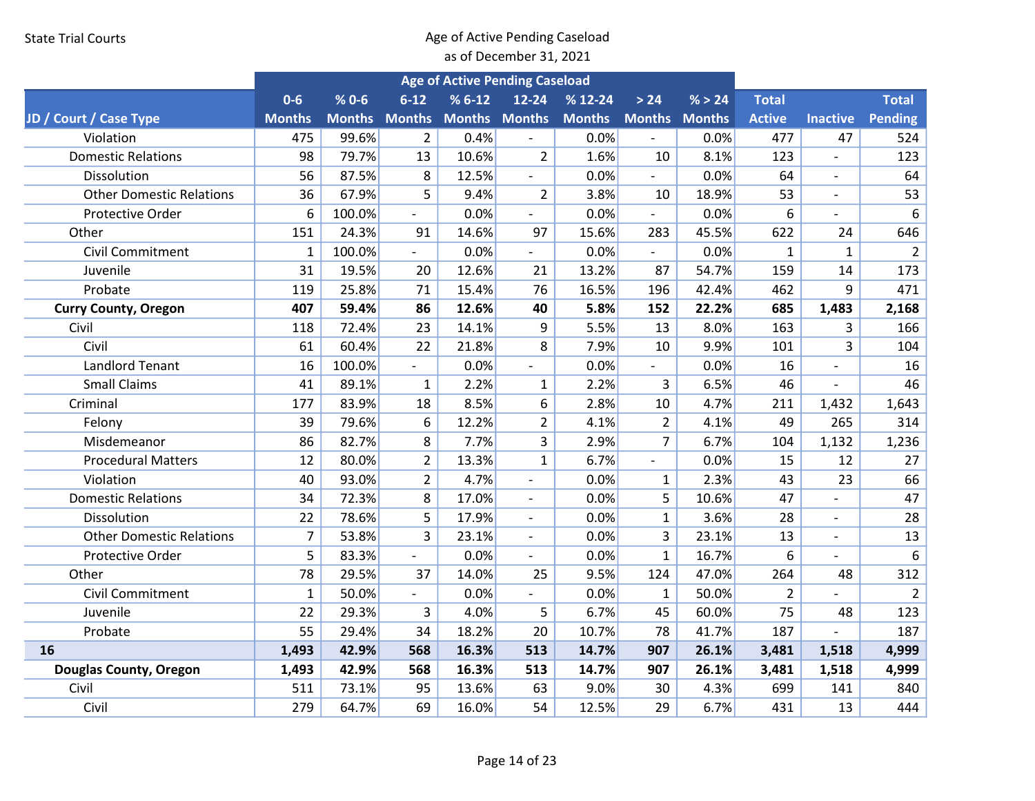State Trial Courts

Age of Active Pending Caseload
as of December 31, 2021

| JD / Court / Case Type | Age of Active Pending Caseload | | | | | | | | | | |
|---|---|---|---|---|---|---|---|---|---|---|---|
| | 0-6 Months | % 0-6 Months | 6-12 Months | % 6-12 Months | 12-24 Months | % 12-24 Months | > 24 Months | % > 24 Months | Total Active | Inactive | Total Pending |
| Violation | 475 | 99.6% | 2 | 0.4% | - | 0.0% | - | 0.0% | 477 | 47 | 524 |
| Domestic Relations | 98 | 79.7% | 13 | 10.6% | 2 | 1.6% | 10 | 8.1% | 123 | - | 123 |
| Dissolution | 56 | 87.5% | 8 | 12.5% | - | 0.0% | - | 0.0% | 64 | - | 64 |
| Other Domestic Relations | 36 | 67.9% | 5 | 9.4% | 2 | 3.8% | 10 | 18.9% | 53 | - | 53 |
| Protective Order | 6 | 100.0% | - | 0.0% | - | 0.0% | - | 0.0% | 6 | - | 6 |
| Other | 151 | 24.3% | 91 | 14.6% | 97 | 15.6% | 283 | 45.5% | 622 | 24 | 646 |
| Civil Commitment | 1 | 100.0% | - | 0.0% | - | 0.0% | - | 0.0% | 1 | 1 | 2 |
| Juvenile | 31 | 19.5% | 20 | 12.6% | 21 | 13.2% | 87 | 54.7% | 159 | 14 | 173 |
| Probate | 119 | 25.8% | 71 | 15.4% | 76 | 16.5% | 196 | 42.4% | 462 | 9 | 471 |
| **Curry County, Oregon** | **407** | **59.4%** | **86** | **12.6%** | **40** | **5.8%** | **152** | **22.2%** | **685** | **1,483** | **2,168** |
| Civil | 118 | 72.4% | 23 | 14.1% | 9 | 5.5% | 13 | 8.0% | 163 | 3 | 166 |
| Civil | 61 | 60.4% | 22 | 21.8% | 8 | 7.9% | 10 | 9.9% | 101 | 3 | 104 |
| Landlord Tenant | 16 | 100.0% | - | 0.0% | - | 0.0% | - | 0.0% | 16 | - | 16 |
| Small Claims | 41 | 89.1% | 1 | 2.2% | 1 | 2.2% | 3 | 6.5% | 46 | - | 46 |
| Criminal | 177 | 83.9% | 18 | 8.5% | 6 | 2.8% | 10 | 4.7% | 211 | 1,432 | 1,643 |
| Felony | 39 | 79.6% | 6 | 12.2% | 2 | 4.1% | 2 | 4.1% | 49 | 265 | 314 |
| Misdemeanor | 86 | 82.7% | 8 | 7.7% | 3 | 2.9% | 7 | 6.7% | 104 | 1,132 | 1,236 |
| Procedural Matters | 12 | 80.0% | 2 | 13.3% | 1 | 6.7% | - | 0.0% | 15 | 12 | 27 |
| Violation | 40 | 93.0% | 2 | 4.7% | - | 0.0% | 1 | 2.3% | 43 | 23 | 66 |
| Domestic Relations | 34 | 72.3% | 8 | 17.0% | - | 0.0% | 5 | 10.6% | 47 | - | 47 |
| Dissolution | 22 | 78.6% | 5 | 17.9% | - | 0.0% | 1 | 3.6% | 28 | - | 28 |
| Other Domestic Relations | 7 | 53.8% | 3 | 23.1% | - | 0.0% | 3 | 23.1% | 13 | - | 13 |
| Protective Order | 5 | 83.3% | - | 0.0% | - | 0.0% | 1 | 16.7% | 6 | - | 6 |
| Other | 78 | 29.5% | 37 | 14.0% | 25 | 9.5% | 124 | 47.0% | 264 | 48 | 312 |
| Civil Commitment | 1 | 50.0% | - | 0.0% | - | 0.0% | 1 | 50.0% | 2 | - | 2 |
| Juvenile | 22 | 29.3% | 3 | 4.0% | 5 | 6.7% | 45 | 60.0% | 75 | 48 | 123 |
| Probate | 55 | 29.4% | 34 | 18.2% | 20 | 10.7% | 78 | 41.7% | 187 | - | 187 |
| **16** | **1,493** | **42.9%** | **568** | **16.3%** | **513** | **14.7%** | **907** | **26.1%** | **3,481** | **1,518** | **4,999** |
| **Douglas County, Oregon** | **1,493** | **42.9%** | **568** | **16.3%** | **513** | **14.7%** | **907** | **26.1%** | **3,481** | **1,518** | **4,999** |
| Civil | 511 | 73.1% | 95 | 13.6% | 63 | 9.0% | 30 | 4.3% | 699 | 141 | 840 |
| Civil | 279 | 64.7% | 69 | 16.0% | 54 | 12.5% | 29 | 6.7% | 431 | 13 | 444 |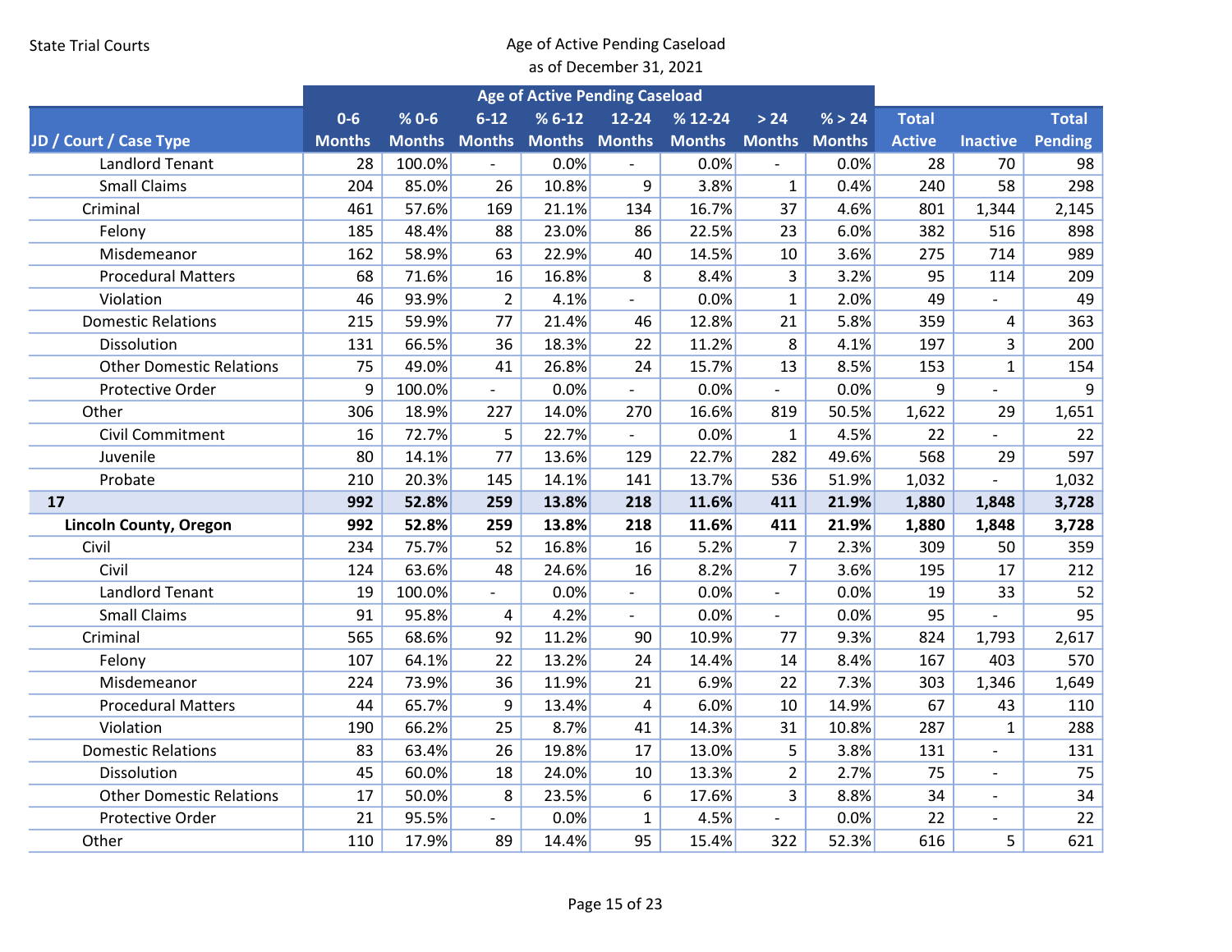State Trial Courts

Age of Active Pending Caseload
as of December 31, 2021

| JD / Court / Case Type | Age of Active Pending Caseload | | | | | | | | | | |
|---|---|---|---|---|---|---|---|---|---|---|---|
| | 0-6 Months | % 0-6 Months | 6-12 Months | % 6-12 Months | 12-24 Months | % 12-24 Months | > 24 Months | % > 24 Months | Total Active | Inactive | Total Pending |
| Landlord Tenant | 28 | 100.0% | - | 0.0% | - | 0.0% | - | 0.0% | 28 | 70 | 98 |
| Small Claims | 204 | 85.0% | 26 | 10.8% | 9 | 3.8% | 1 | 0.4% | 240 | 58 | 298 |
| Criminal | 461 | 57.6% | 169 | 21.1% | 134 | 16.7% | 37 | 4.6% | 801 | 1,344 | 2,145 |
| Felony | 185 | 48.4% | 88 | 23.0% | 86 | 22.5% | 23 | 6.0% | 382 | 516 | 898 |
| Misdemeanor | 162 | 58.9% | 63 | 22.9% | 40 | 14.5% | 10 | 3.6% | 275 | 714 | 989 |
| Procedural Matters | 68 | 71.6% | 16 | 16.8% | 8 | 8.4% | 3 | 3.2% | 95 | 114 | 209 |
| Violation | 46 | 93.9% | 2 | 4.1% | - | 0.0% | 1 | 2.0% | 49 | - | 49 |
| Domestic Relations | 215 | 59.9% | 77 | 21.4% | 46 | 12.8% | 21 | 5.8% | 359 | 4 | 363 |
| Dissolution | 131 | 66.5% | 36 | 18.3% | 22 | 11.2% | 8 | 4.1% | 197 | 3 | 200 |
| Other Domestic Relations | 75 | 49.0% | 41 | 26.8% | 24 | 15.7% | 13 | 8.5% | 153 | 1 | 154 |
| Protective Order | 9 | 100.0% | - | 0.0% | - | 0.0% | - | 0.0% | 9 | - | 9 |
| Other | 306 | 18.9% | 227 | 14.0% | 270 | 16.6% | 819 | 50.5% | 1,622 | 29 | 1,651 |
| Civil Commitment | 16 | 72.7% | 5 | 22.7% | - | 0.0% | 1 | 4.5% | 22 | - | 22 |
| Juvenile | 80 | 14.1% | 77 | 13.6% | 129 | 22.7% | 282 | 49.6% | 568 | 29 | 597 |
| Probate | 210 | 20.3% | 145 | 14.1% | 141 | 13.7% | 536 | 51.9% | 1,032 | - | 1,032 |
| **17** | **992** | **52.8%** | **259** | **13.8%** | **218** | **11.6%** | **411** | **21.9%** | **1,880** | **1,848** | **3,728** |
| **Lincoln County, Oregon** | **992** | **52.8%** | **259** | **13.8%** | **218** | **11.6%** | **411** | **21.9%** | **1,880** | **1,848** | **3,728** |
| Civil | 234 | 75.7% | 52 | 16.8% | 16 | 5.2% | 7 | 2.3% | 309 | 50 | 359 |
| Civil | 124 | 63.6% | 48 | 24.6% | 16 | 8.2% | 7 | 3.6% | 195 | 17 | 212 |
| Landlord Tenant | 19 | 100.0% | - | 0.0% | - | 0.0% | - | 0.0% | 19 | 33 | 52 |
| Small Claims | 91 | 95.8% | 4 | 4.2% | - | 0.0% | - | 0.0% | 95 | - | 95 |
| Criminal | 565 | 68.6% | 92 | 11.2% | 90 | 10.9% | 77 | 9.3% | 824 | 1,793 | 2,617 |
| Felony | 107 | 64.1% | 22 | 13.2% | 24 | 14.4% | 14 | 8.4% | 167 | 403 | 570 |
| Misdemeanor | 224 | 73.9% | 36 | 11.9% | 21 | 6.9% | 22 | 7.3% | 303 | 1,346 | 1,649 |
| Procedural Matters | 44 | 65.7% | 9 | 13.4% | 4 | 6.0% | 10 | 14.9% | 67 | 43 | 110 |
| Violation | 190 | 66.2% | 25 | 8.7% | 41 | 14.3% | 31 | 10.8% | 287 | 1 | 288 |
| Domestic Relations | 83 | 63.4% | 26 | 19.8% | 17 | 13.0% | 5 | 3.8% | 131 | - | 131 |
| Dissolution | 45 | 60.0% | 18 | 24.0% | 10 | 13.3% | 2 | 2.7% | 75 | - | 75 |
| Other Domestic Relations | 17 | 50.0% | 8 | 23.5% | 6 | 17.6% | 3 | 8.8% | 34 | - | 34 |
| Protective Order | 21 | 95.5% | - | 0.0% | 1 | 4.5% | - | 0.0% | 22 | - | 22 |
| Other | 110 | 17.9% | 89 | 14.4% | 95 | 15.4% | 322 | 52.3% | 616 | 5 | 621 |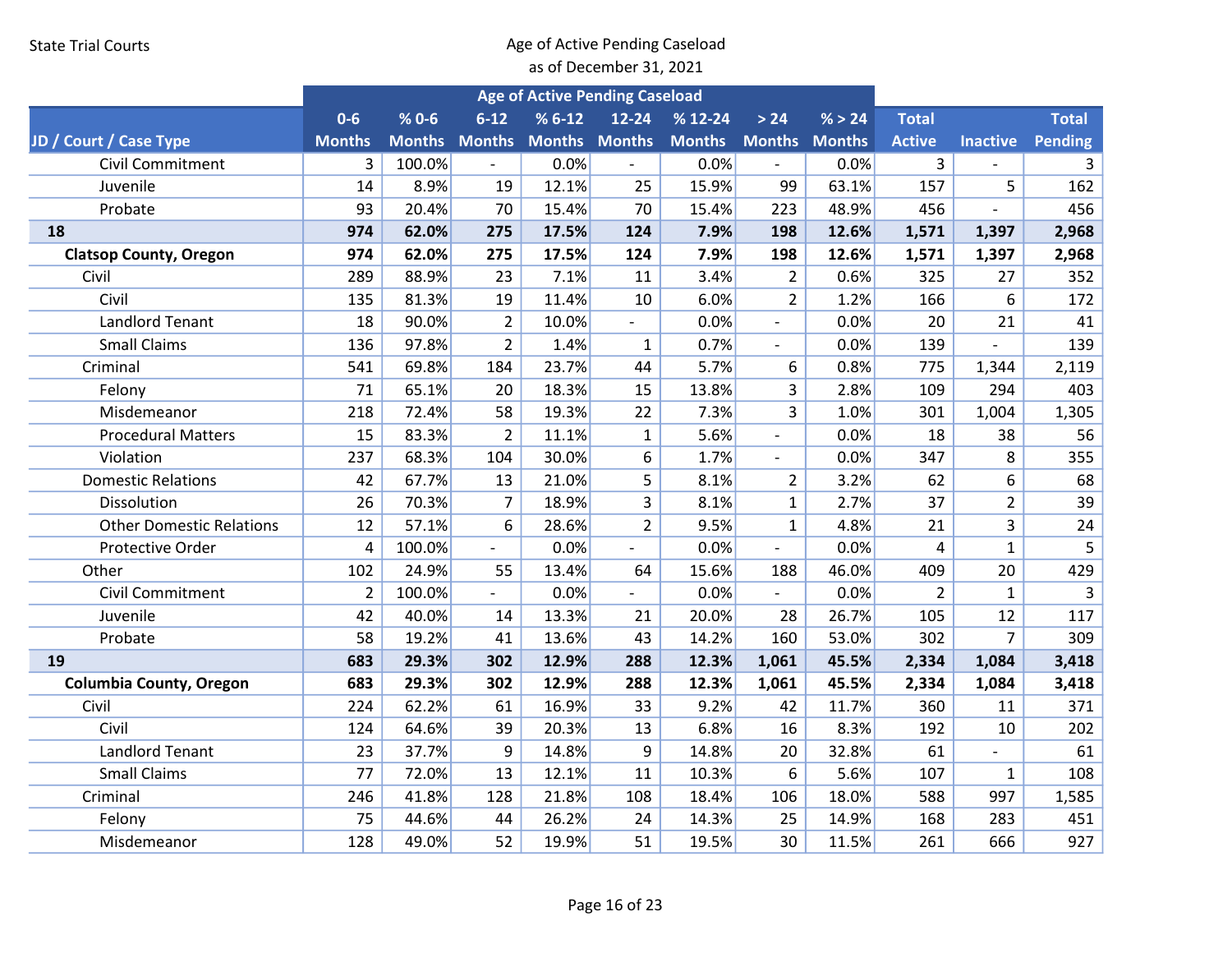State Trial Courts

Age of Active Pending Caseload
as of December 31, 2021

| JD / Court / Case Type | Age of Active Pending Caseload | | | | | | | | | | |
|---|---|---|---|---|---|---|---|---|---|---|---|
| | 0-6 Months | % 0-6 Months | 6-12 Months | % 6-12 Months | 12-24 Months | % 12-24 Months | > 24 Months | % > 24 Months | Total Active | Inactive | Total Pending |
| Civil Commitment | 3 | 100.0% | - | 0.0% | - | 0.0% | - | 0.0% | 3 | - | 3 |
| Juvenile | 14 | 8.9% | 19 | 12.1% | 25 | 15.9% | 99 | 63.1% | 157 | 5 | 162 |
| Probate | 93 | 20.4% | 70 | 15.4% | 70 | 15.4% | 223 | 48.9% | 456 | - | 456 |
| **18** | **974** | **62.0%** | **275** | **17.5%** | **124** | **7.9%** | **198** | **12.6%** | **1,571** | **1,397** | **2,968** |
| **Clatsop County, Oregon** | **974** | **62.0%** | **275** | **17.5%** | **124** | **7.9%** | **198** | **12.6%** | **1,571** | **1,397** | **2,968** |
| Civil | 289 | 88.9% | 23 | 7.1% | 11 | 3.4% | 2 | 0.6% | 325 | 27 | 352 |
| Civil | 135 | 81.3% | 19 | 11.4% | 10 | 6.0% | 2 | 1.2% | 166 | 6 | 172 |
| Landlord Tenant | 18 | 90.0% | 2 | 10.0% | - | 0.0% | - | 0.0% | 20 | 21 | 41 |
| Small Claims | 136 | 97.8% | 2 | 1.4% | 1 | 0.7% | - | 0.0% | 139 | - | 139 |
| Criminal | 541 | 69.8% | 184 | 23.7% | 44 | 5.7% | 6 | 0.8% | 775 | 1,344 | 2,119 |
| Felony | 71 | 65.1% | 20 | 18.3% | 15 | 13.8% | 3 | 2.8% | 109 | 294 | 403 |
| Misdemeanor | 218 | 72.4% | 58 | 19.3% | 22 | 7.3% | 3 | 1.0% | 301 | 1,004 | 1,305 |
| Procedural Matters | 15 | 83.3% | 2 | 11.1% | 1 | 5.6% | - | 0.0% | 18 | 38 | 56 |
| Violation | 237 | 68.3% | 104 | 30.0% | 6 | 1.7% | - | 0.0% | 347 | 8 | 355 |
| Domestic Relations | 42 | 67.7% | 13 | 21.0% | 5 | 8.1% | 2 | 3.2% | 62 | 6 | 68 |
| Dissolution | 26 | 70.3% | 7 | 18.9% | 3 | 8.1% | 1 | 2.7% | 37 | 2 | 39 |
| Other Domestic Relations | 12 | 57.1% | 6 | 28.6% | 2 | 9.5% | 1 | 4.8% | 21 | 3 | 24 |
| Protective Order | 4 | 100.0% | - | 0.0% | - | 0.0% | - | 0.0% | 4 | 1 | 5 |
| Other | 102 | 24.9% | 55 | 13.4% | 64 | 15.6% | 188 | 46.0% | 409 | 20 | 429 |
| Civil Commitment | 2 | 100.0% | - | 0.0% | - | 0.0% | - | 0.0% | 2 | 1 | 3 |
| Juvenile | 42 | 40.0% | 14 | 13.3% | 21 | 20.0% | 28 | 26.7% | 105 | 12 | 117 |
| Probate | 58 | 19.2% | 41 | 13.6% | 43 | 14.2% | 160 | 53.0% | 302 | 7 | 309 |
| **19** | **683** | **29.3%** | **302** | **12.9%** | **288** | **12.3%** | **1,061** | **45.5%** | **2,334** | **1,084** | **3,418** |
| **Columbia County, Oregon** | **683** | **29.3%** | **302** | **12.9%** | **288** | **12.3%** | **1,061** | **45.5%** | **2,334** | **1,084** | **3,418** |
| Civil | 224 | 62.2% | 61 | 16.9% | 33 | 9.2% | 42 | 11.7% | 360 | 11 | 371 |
| Civil | 124 | 64.6% | 39 | 20.3% | 13 | 6.8% | 16 | 8.3% | 192 | 10 | 202 |
| Landlord Tenant | 23 | 37.7% | 9 | 14.8% | 9 | 14.8% | 20 | 32.8% | 61 | - | 61 |
| Small Claims | 77 | 72.0% | 13 | 12.1% | 11 | 10.3% | 6 | 5.6% | 107 | 1 | 108 |
| Criminal | 246 | 41.8% | 128 | 21.8% | 108 | 18.4% | 106 | 18.0% | 588 | 997 | 1,585 |
| Felony | 75 | 44.6% | 44 | 26.2% | 24 | 14.3% | 25 | 14.9% | 168 | 283 | 451 |
| Misdemeanor | 128 | 49.0% | 52 | 19.9% | 51 | 19.5% | 30 | 11.5% | 261 | 666 | 927 |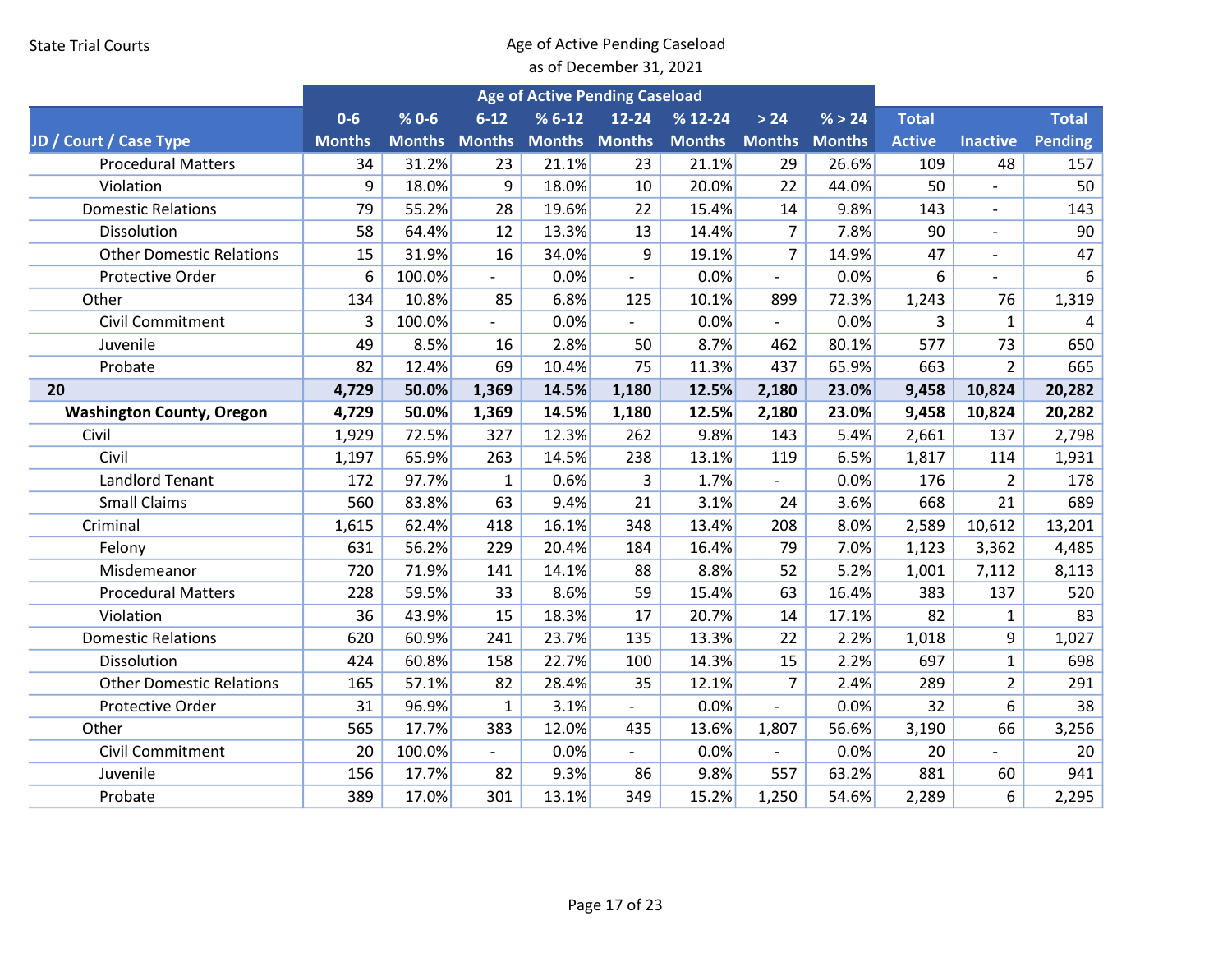State Trial Courts

Age of Active Pending Caseload
as of December 31, 2021

| JD / Court / Case Type | Age of Active Pending Caseload | | | | | | | | | | |
|---|---|---|---|---|---|---|---|---|---|---|---|
| | 0-6 Months | % 0-6 Months | 6-12 Months | % 6-12 Months | 12-24 Months | % 12-24 Months | > 24 Months | % > 24 Months | Total Active | Inactive | Total Pending |
| Procedural Matters | 34 | 31.2% | 23 | 21.1% | 23 | 21.1% | 29 | 26.6% | 109 | 48 | 157 |
| Violation | 9 | 18.0% | 9 | 18.0% | 10 | 20.0% | 22 | 44.0% | 50 | - | 50 |
| Domestic Relations | 79 | 55.2% | 28 | 19.6% | 22 | 15.4% | 14 | 9.8% | 143 | - | 143 |
| Dissolution | 58 | 64.4% | 12 | 13.3% | 13 | 14.4% | 7 | 7.8% | 90 | - | 90 |
| Other Domestic Relations | 15 | 31.9% | 16 | 34.0% | 9 | 19.1% | 7 | 14.9% | 47 | - | 47 |
| Protective Order | 6 | 100.0% | - | 0.0% | - | 0.0% | - | 0.0% | 6 | - | 6 |
| Other | 134 | 10.8% | 85 | 6.8% | 125 | 10.1% | 899 | 72.3% | 1,243 | 76 | 1,319 |
| Civil Commitment | 3 | 100.0% | - | 0.0% | - | 0.0% | - | 0.0% | 3 | 1 | 4 |
| Juvenile | 49 | 8.5% | 16 | 2.8% | 50 | 8.7% | 462 | 80.1% | 577 | 73 | 650 |
| Probate | 82 | 12.4% | 69 | 10.4% | 75 | 11.3% | 437 | 65.9% | 663 | 2 | 665 |
| **20** | **4,729** | **50.0%** | **1,369** | **14.5%** | **1,180** | **12.5%** | **2,180** | **23.0%** | **9,458** | **10,824** | **20,282** |
| **Washington County, Oregon** | **4,729** | **50.0%** | **1,369** | **14.5%** | **1,180** | **12.5%** | **2,180** | **23.0%** | **9,458** | **10,824** | **20,282** |
| Civil | 1,929 | 72.5% | 327 | 12.3% | 262 | 9.8% | 143 | 5.4% | 2,661 | 137 | 2,798 |
| Civil | 1,197 | 65.9% | 263 | 14.5% | 238 | 13.1% | 119 | 6.5% | 1,817 | 114 | 1,931 |
| Landlord Tenant | 172 | 97.7% | 1 | 0.6% | 3 | 1.7% | - | 0.0% | 176 | 2 | 178 |
| Small Claims | 560 | 83.8% | 63 | 9.4% | 21 | 3.1% | 24 | 3.6% | 668 | 21 | 689 |
| Criminal | 1,615 | 62.4% | 418 | 16.1% | 348 | 13.4% | 208 | 8.0% | 2,589 | 10,612 | 13,201 |
| Felony | 631 | 56.2% | 229 | 20.4% | 184 | 16.4% | 79 | 7.0% | 1,123 | 3,362 | 4,485 |
| Misdemeanor | 720 | 71.9% | 141 | 14.1% | 88 | 8.8% | 52 | 5.2% | 1,001 | 7,112 | 8,113 |
| Procedural Matters | 228 | 59.5% | 33 | 8.6% | 59 | 15.4% | 63 | 16.4% | 383 | 137 | 520 |
| Violation | 36 | 43.9% | 15 | 18.3% | 17 | 20.7% | 14 | 17.1% | 82 | 1 | 83 |
| Domestic Relations | 620 | 60.9% | 241 | 23.7% | 135 | 13.3% | 22 | 2.2% | 1,018 | 9 | 1,027 |
| Dissolution | 424 | 60.8% | 158 | 22.7% | 100 | 14.3% | 15 | 2.2% | 697 | 1 | 698 |
| Other Domestic Relations | 165 | 57.1% | 82 | 28.4% | 35 | 12.1% | 7 | 2.4% | 289 | 2 | 291 |
| Protective Order | 31 | 96.9% | 1 | 3.1% | - | 0.0% | - | 0.0% | 32 | 6 | 38 |
| Other | 565 | 17.7% | 383 | 12.0% | 435 | 13.6% | 1,807 | 56.6% | 3,190 | 66 | 3,256 |
| Civil Commitment | 20 | 100.0% | - | 0.0% | - | 0.0% | - | 0.0% | 20 | - | 20 |
| Juvenile | 156 | 17.7% | 82 | 9.3% | 86 | 9.8% | 557 | 63.2% | 881 | 60 | 941 |
| Probate | 389 | 17.0% | 301 | 13.1% | 349 | 15.2% | 1,250 | 54.6% | 2,289 | 6 | 2,295 |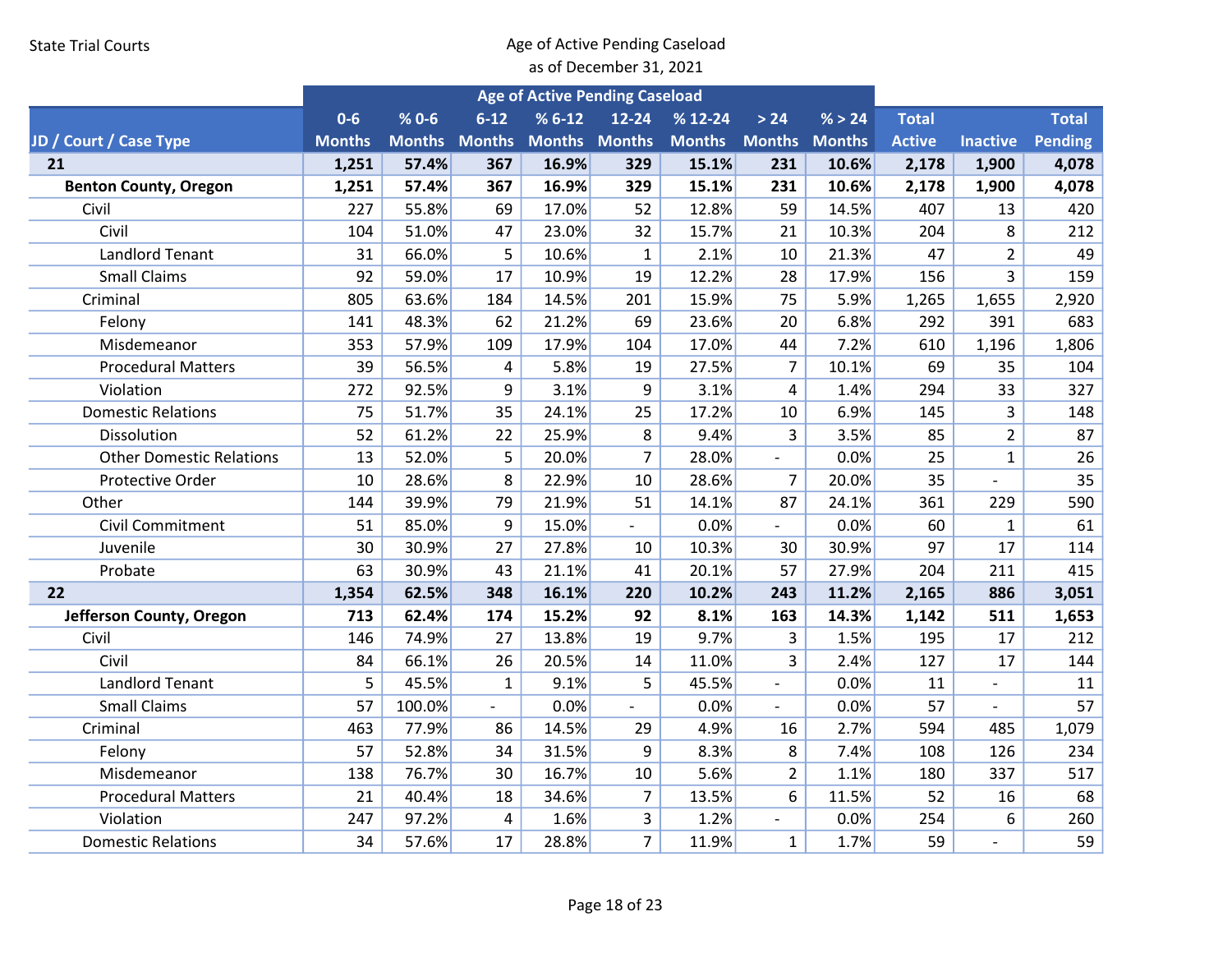State Trial Courts

Age of Active Pending Caseload
as of December 31, 2021

| JD / Court / Case Type | Age of Active Pending Caseload | | | | | | | | | | |
|---|---|---|---|---|---|---|---|---|---|---|---|
| | 0-6 Months | % 0-6 Months | 6-12 Months | % 6-12 Months | 12-24 Months | % 12-24 Months | > 24 Months | % > 24 Months | Total Active | Inactive | Total Pending |
| **21** | **1,251** | **57.4%** | **367** | **16.9%** | **329** | **15.1%** | **231** | **10.6%** | **2,178** | **1,900** | **4,078** |
| **Benton County, Oregon** | **1,251** | **57.4%** | **367** | **16.9%** | **329** | **15.1%** | **231** | **10.6%** | **2,178** | **1,900** | **4,078** |
| Civil | 227 | 55.8% | 69 | 17.0% | 52 | 12.8% | 59 | 14.5% | 407 | 13 | 420 |
| Civil | 104 | 51.0% | 47 | 23.0% | 32 | 15.7% | 21 | 10.3% | 204 | 8 | 212 |
| Landlord Tenant | 31 | 66.0% | 5 | 10.6% | 1 | 2.1% | 10 | 21.3% | 47 | 2 | 49 |
| Small Claims | 92 | 59.0% | 17 | 10.9% | 19 | 12.2% | 28 | 17.9% | 156 | 3 | 159 |
| Criminal | 805 | 63.6% | 184 | 14.5% | 201 | 15.9% | 75 | 5.9% | 1,265 | 1,655 | 2,920 |
| Felony | 141 | 48.3% | 62 | 21.2% | 69 | 23.6% | 20 | 6.8% | 292 | 391 | 683 |
| Misdemeanor | 353 | 57.9% | 109 | 17.9% | 104 | 17.0% | 44 | 7.2% | 610 | 1,196 | 1,806 |
| Procedural Matters | 39 | 56.5% | 4 | 5.8% | 19 | 27.5% | 7 | 10.1% | 69 | 35 | 104 |
| Violation | 272 | 92.5% | 9 | 3.1% | 9 | 3.1% | 4 | 1.4% | 294 | 33 | 327 |
| Domestic Relations | 75 | 51.7% | 35 | 24.1% | 25 | 17.2% | 10 | 6.9% | 145 | 3 | 148 |
| Dissolution | 52 | 61.2% | 22 | 25.9% | 8 | 9.4% | 3 | 3.5% | 85 | 2 | 87 |
| Other Domestic Relations | 13 | 52.0% | 5 | 20.0% | 7 | 28.0% | - | 0.0% | 25 | 1 | 26 |
| Protective Order | 10 | 28.6% | 8 | 22.9% | 10 | 28.6% | 7 | 20.0% | 35 | - | 35 |
| Other | 144 | 39.9% | 79 | 21.9% | 51 | 14.1% | 87 | 24.1% | 361 | 229 | 590 |
| Civil Commitment | 51 | 85.0% | 9 | 15.0% | - | 0.0% | - | 0.0% | 60 | 1 | 61 |
| Juvenile | 30 | 30.9% | 27 | 27.8% | 10 | 10.3% | 30 | 30.9% | 97 | 17 | 114 |
| Probate | 63 | 30.9% | 43 | 21.1% | 41 | 20.1% | 57 | 27.9% | 204 | 211 | 415 |
| **22** | **1,354** | **62.5%** | **348** | **16.1%** | **220** | **10.2%** | **243** | **11.2%** | **2,165** | **886** | **3,051** |
| **Jefferson County, Oregon** | **713** | **62.4%** | **174** | **15.2%** | **92** | **8.1%** | **163** | **14.3%** | **1,142** | **511** | **1,653** |
| Civil | 146 | 74.9% | 27 | 13.8% | 19 | 9.7% | 3 | 1.5% | 195 | 17 | 212 |
| Civil | 84 | 66.1% | 26 | 20.5% | 14 | 11.0% | 3 | 2.4% | 127 | 17 | 144 |
| Landlord Tenant | 5 | 45.5% | 1 | 9.1% | 5 | 45.5% | - | 0.0% | 11 | - | 11 |
| Small Claims | 57 | 100.0% | - | 0.0% | - | 0.0% | - | 0.0% | 57 | - | 57 |
| Criminal | 463 | 77.9% | 86 | 14.5% | 29 | 4.9% | 16 | 2.7% | 594 | 485 | 1,079 |
| Felony | 57 | 52.8% | 34 | 31.5% | 9 | 8.3% | 8 | 7.4% | 108 | 126 | 234 |
| Misdemeanor | 138 | 76.7% | 30 | 16.7% | 10 | 5.6% | 2 | 1.1% | 180 | 337 | 517 |
| Procedural Matters | 21 | 40.4% | 18 | 34.6% | 7 | 13.5% | 6 | 11.5% | 52 | 16 | 68 |
| Violation | 247 | 97.2% | 4 | 1.6% | 3 | 1.2% | - | 0.0% | 254 | 6 | 260 |
| Domestic Relations | 34 | 57.6% | 17 | 28.8% | 7 | 11.9% | 1 | 1.7% | 59 | - | 59 |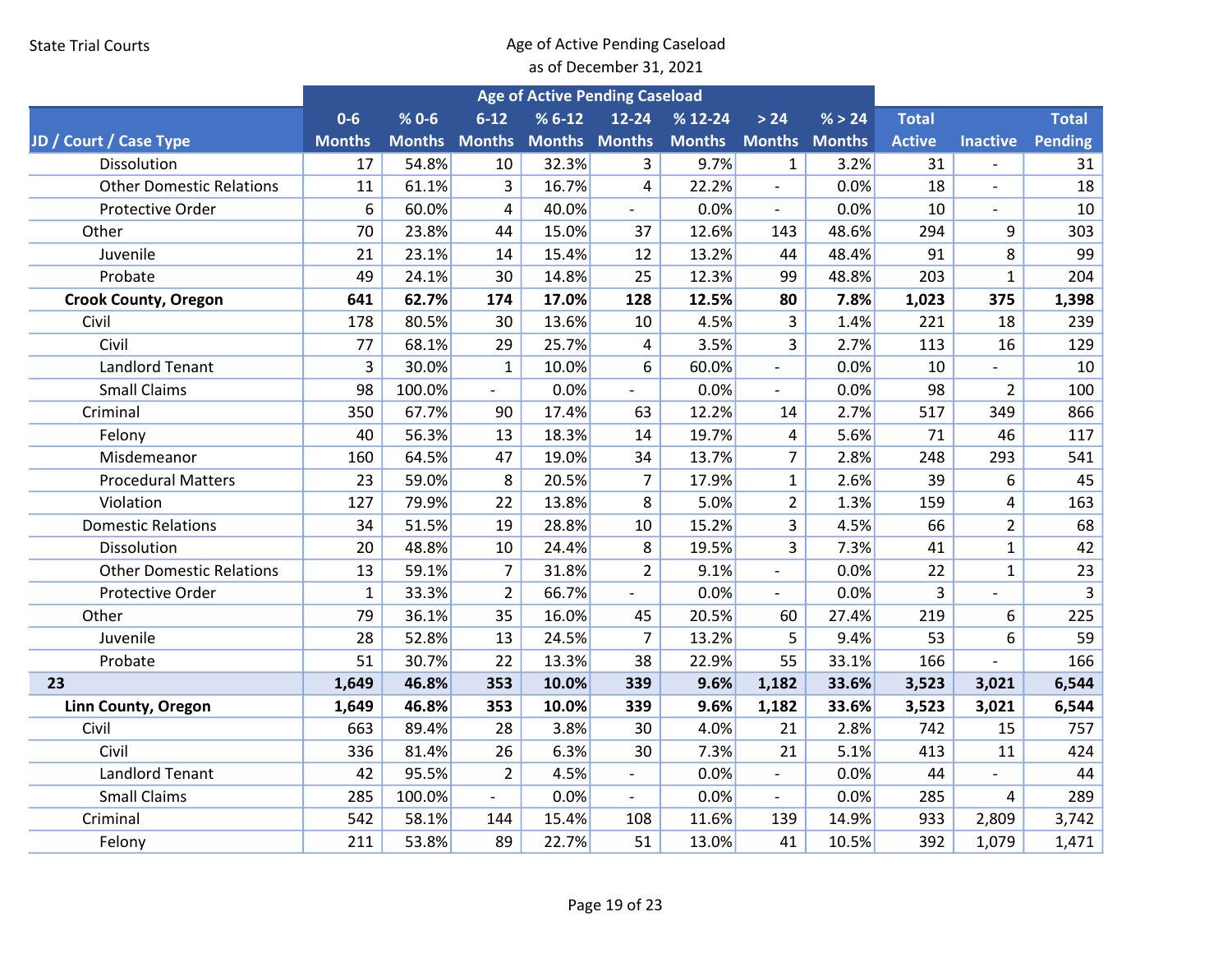State Trial Courts

## Age of Active Pending Caseload
as of December 31, 2021

| JD / Court / Case Type | Age of Active Pending Caseload | | | | | | | | Total Active | Inactive | Total Pending |
|---|---|---|---|---|---|---|---|---|---|---|---|
| | 0-6 Months | % 0-6 Months | 6-12 Months | % 6-12 Months | 12-24 Months | % 12-24 Months | > 24 Months | % > 24 Months | | | |
| Dissolution | 17 | 54.8% | 10 | 32.3% | 3 | 9.7% | 1 | 3.2% | 31 | - | 31 |
| Other Domestic Relations | 11 | 61.1% | 3 | 16.7% | 4 | 22.2% | - | 0.0% | 18 | - | 18 |
| Protective Order | 6 | 60.0% | 4 | 40.0% | - | 0.0% | - | 0.0% | 10 | - | 10 |
| Other | 70 | 23.8% | 44 | 15.0% | 37 | 12.6% | 143 | 48.6% | 294 | 9 | 303 |
| Juvenile | 21 | 23.1% | 14 | 15.4% | 12 | 13.2% | 44 | 48.4% | 91 | 8 | 99 |
| Probate | 49 | 24.1% | 30 | 14.8% | 25 | 12.3% | 99 | 48.8% | 203 | 1 | 204 |
| **Crook County, Oregon** | **641** | **62.7%** | **174** | **17.0%** | **128** | **12.5%** | **80** | **7.8%** | **1,023** | **375** | **1,398** |
| Civil | 178 | 80.5% | 30 | 13.6% | 10 | 4.5% | 3 | 1.4% | 221 | 18 | 239 |
| Civil | 77 | 68.1% | 29 | 25.7% | 4 | 3.5% | 3 | 2.7% | 113 | 16 | 129 |
| Landlord Tenant | 3 | 30.0% | 1 | 10.0% | 6 | 60.0% | - | 0.0% | 10 | - | 10 |
| Small Claims | 98 | 100.0% | - | 0.0% | - | 0.0% | - | 0.0% | 98 | 2 | 100 |
| Criminal | 350 | 67.7% | 90 | 17.4% | 63 | 12.2% | 14 | 2.7% | 517 | 349 | 866 |
| Felony | 40 | 56.3% | 13 | 18.3% | 14 | 19.7% | 4 | 5.6% | 71 | 46 | 117 |
| Misdemeanor | 160 | 64.5% | 47 | 19.0% | 34 | 13.7% | 7 | 2.8% | 248 | 293 | 541 |
| Procedural Matters | 23 | 59.0% | 8 | 20.5% | 7 | 17.9% | 1 | 2.6% | 39 | 6 | 45 |
| Violation | 127 | 79.9% | 22 | 13.8% | 8 | 5.0% | 2 | 1.3% | 159 | 4 | 163 |
| Domestic Relations | 34 | 51.5% | 19 | 28.8% | 10 | 15.2% | 3 | 4.5% | 66 | 2 | 68 |
| Dissolution | 20 | 48.8% | 10 | 24.4% | 8 | 19.5% | 3 | 7.3% | 41 | 1 | 42 |
| Other Domestic Relations | 13 | 59.1% | 7 | 31.8% | 2 | 9.1% | - | 0.0% | 22 | 1 | 23 |
| Protective Order | 1 | 33.3% | 2 | 66.7% | - | 0.0% | - | 0.0% | 3 | - | 3 |
| Other | 79 | 36.1% | 35 | 16.0% | 45 | 20.5% | 60 | 27.4% | 219 | 6 | 225 |
| Juvenile | 28 | 52.8% | 13 | 24.5% | 7 | 13.2% | 5 | 9.4% | 53 | 6 | 59 |
| Probate | 51 | 30.7% | 22 | 13.3% | 38 | 22.9% | 55 | 33.1% | 166 | - | 166 |
| **23** | **1,649** | **46.8%** | **353** | **10.0%** | **339** | **9.6%** | **1,182** | **33.6%** | **3,523** | **3,021** | **6,544** |
| **Linn County, Oregon** | **1,649** | **46.8%** | **353** | **10.0%** | **339** | **9.6%** | **1,182** | **33.6%** | **3,523** | **3,021** | **6,544** |
| Civil | 663 | 89.4% | 28 | 3.8% | 30 | 4.0% | 21 | 2.8% | 742 | 15 | 757 |
| Civil | 336 | 81.4% | 26 | 6.3% | 30 | 7.3% | 21 | 5.1% | 413 | 11 | 424 |
| Landlord Tenant | 42 | 95.5% | 2 | 4.5% | - | 0.0% | - | 0.0% | 44 | - | 44 |
| Small Claims | 285 | 100.0% | - | 0.0% | - | 0.0% | - | 0.0% | 285 | 4 | 289 |
| Criminal | 542 | 58.1% | 144 | 15.4% | 108 | 11.6% | 139 | 14.9% | 933 | 2,809 | 3,742 |
| Felony | 211 | 53.8% | 89 | 22.7% | 51 | 13.0% | 41 | 10.5% | 392 | 1,079 | 1,471 |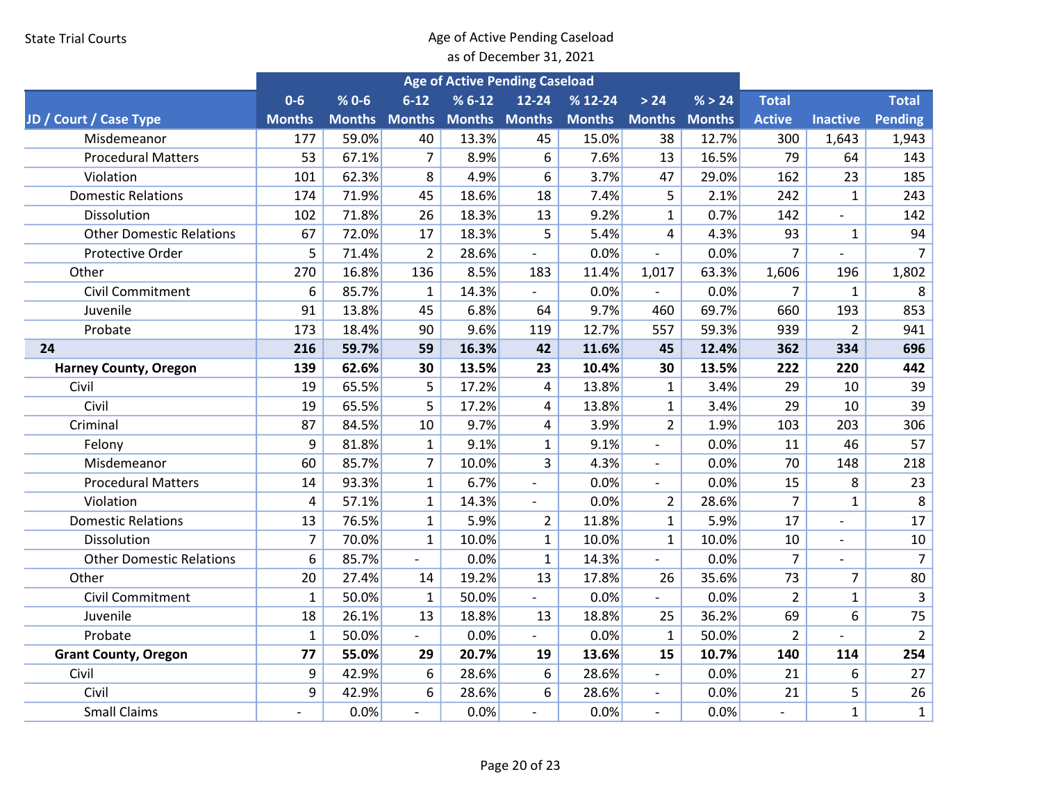State Trial Courts

Age of Active Pending Caseload
as of December 31, 2021

| JD / Court / Case Type | Age of Active Pending Caseload | | | | | | | | | | |
|---|---|---|---|---|---|---|---|---|---|---|---|
| | 0-6 Months | % 0-6 Months | 6-12 Months | % 6-12 Months | 12-24 Months | % 12-24 Months | > 24 Months | % > 24 Months | Total Active | Inactive | Total Pending |
| Misdemeanor | 177 | 59.0% | 40 | 13.3% | 45 | 15.0% | 38 | 12.7% | 300 | 1,643 | 1,943 |
| Procedural Matters | 53 | 67.1% | 7 | 8.9% | 6 | 7.6% | 13 | 16.5% | 79 | 64 | 143 |
| Violation | 101 | 62.3% | 8 | 4.9% | 6 | 3.7% | 47 | 29.0% | 162 | 23 | 185 |
| Domestic Relations | 174 | 71.9% | 45 | 18.6% | 18 | 7.4% | 5 | 2.1% | 242 | 1 | 243 |
| Dissolution | 102 | 71.8% | 26 | 18.3% | 13 | 9.2% | 1 | 0.7% | 142 | - | 142 |
| Other Domestic Relations | 67 | 72.0% | 17 | 18.3% | 5 | 5.4% | 4 | 4.3% | 93 | 1 | 94 |
| Protective Order | 5 | 71.4% | 2 | 28.6% | - | 0.0% | - | 0.0% | 7 | - | 7 |
| Other | 270 | 16.8% | 136 | 8.5% | 183 | 11.4% | 1,017 | 63.3% | 1,606 | 196 | 1,802 |
| Civil Commitment | 6 | 85.7% | 1 | 14.3% | - | 0.0% | - | 0.0% | 7 | 1 | 8 |
| Juvenile | 91 | 13.8% | 45 | 6.8% | 64 | 9.7% | 460 | 69.7% | 660 | 193 | 853 |
| Probate | 173 | 18.4% | 90 | 9.6% | 119 | 12.7% | 557 | 59.3% | 939 | 2 | 941 |
| **24** | **216** | **59.7%** | **59** | **16.3%** | **42** | **11.6%** | **45** | **12.4%** | **362** | **334** | **696** |
| **Harney County, Oregon** | **139** | **62.6%** | **30** | **13.5%** | **23** | **10.4%** | **30** | **13.5%** | **222** | **220** | **442** |
| Civil | 19 | 65.5% | 5 | 17.2% | 4 | 13.8% | 1 | 3.4% | 29 | 10 | 39 |
| Civil | 19 | 65.5% | 5 | 17.2% | 4 | 13.8% | 1 | 3.4% | 29 | 10 | 39 |
| Criminal | 87 | 84.5% | 10 | 9.7% | 4 | 3.9% | 2 | 1.9% | 103 | 203 | 306 |
| Felony | 9 | 81.8% | 1 | 9.1% | 1 | 9.1% | - | 0.0% | 11 | 46 | 57 |
| Misdemeanor | 60 | 85.7% | 7 | 10.0% | 3 | 4.3% | - | 0.0% | 70 | 148 | 218 |
| Procedural Matters | 14 | 93.3% | 1 | 6.7% | - | 0.0% | - | 0.0% | 15 | 8 | 23 |
| Violation | 4 | 57.1% | 1 | 14.3% | - | 0.0% | 2 | 28.6% | 7 | 1 | 8 |
| Domestic Relations | 13 | 76.5% | 1 | 5.9% | 2 | 11.8% | 1 | 5.9% | 17 | - | 17 |
| Dissolution | 7 | 70.0% | 1 | 10.0% | 1 | 10.0% | 1 | 10.0% | 10 | - | 10 |
| Other Domestic Relations | 6 | 85.7% | - | 0.0% | 1 | 14.3% | - | 0.0% | 7 | - | 7 |
| Other | 20 | 27.4% | 14 | 19.2% | 13 | 17.8% | 26 | 35.6% | 73 | 7 | 80 |
| Civil Commitment | 1 | 50.0% | 1 | 50.0% | - | 0.0% | - | 0.0% | 2 | 1 | 3 |
| Juvenile | 18 | 26.1% | 13 | 18.8% | 13 | 18.8% | 25 | 36.2% | 69 | 6 | 75 |
| Probate | 1 | 50.0% | - | 0.0% | - | 0.0% | 1 | 50.0% | 2 | - | 2 |
| **Grant County, Oregon** | **77** | **55.0%** | **29** | **20.7%** | **19** | **13.6%** | **15** | **10.7%** | **140** | **114** | **254** |
| Civil | 9 | 42.9% | 6 | 28.6% | 6 | 28.6% | - | 0.0% | 21 | 6 | 27 |
| Civil | 9 | 42.9% | 6 | 28.6% | 6 | 28.6% | - | 0.0% | 21 | 5 | 26 |
| Small Claims | - | 0.0% | - | 0.0% | - | 0.0% | - | 0.0% | - | 1 | 1 |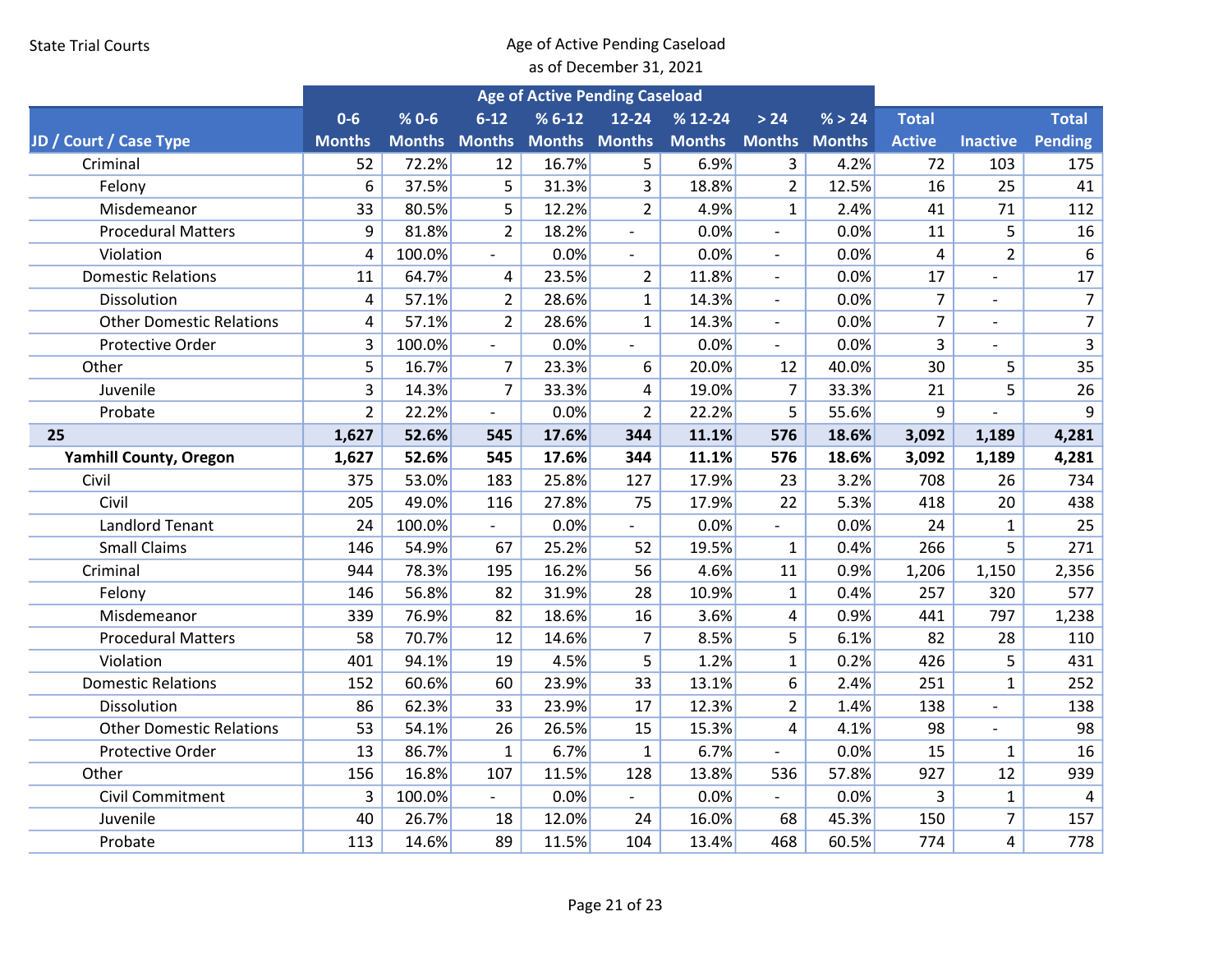State Trial Courts

Age of Active Pending Caseload
as of December 31, 2021

| JD / Court / Case Type | Age of Active Pending Caseload | | | | | | | | | | |
|---|---|---|---|---|---|---|---|---|---|---|---|
| | 0-6 Months | % 0-6 Months | 6-12 Months | % 6-12 Months | 12-24 Months | % 12-24 Months | > 24 Months | % > 24 Months | Total Active | Inactive | Total Pending |
| Criminal | 52 | 72.2% | 12 | 16.7% | 5 | 6.9% | 3 | 4.2% | 72 | 103 | 175 |
| Felony | 6 | 37.5% | 5 | 31.3% | 3 | 18.8% | 2 | 12.5% | 16 | 25 | 41 |
| Misdemeanor | 33 | 80.5% | 5 | 12.2% | 2 | 4.9% | 1 | 2.4% | 41 | 71 | 112 |
| Procedural Matters | 9 | 81.8% | 2 | 18.2% | - | 0.0% | - | 0.0% | 11 | 5 | 16 |
| Violation | 4 | 100.0% | - | 0.0% | - | 0.0% | - | 0.0% | 4 | 2 | 6 |
| Domestic Relations | 11 | 64.7% | 4 | 23.5% | 2 | 11.8% | - | 0.0% | 17 | - | 17 |
| Dissolution | 4 | 57.1% | 2 | 28.6% | 1 | 14.3% | - | 0.0% | 7 | - | 7 |
| Other Domestic Relations | 4 | 57.1% | 2 | 28.6% | 1 | 14.3% | - | 0.0% | 7 | - | 7 |
| Protective Order | 3 | 100.0% | - | 0.0% | - | 0.0% | - | 0.0% | 3 | - | 3 |
| Other | 5 | 16.7% | 7 | 23.3% | 6 | 20.0% | 12 | 40.0% | 30 | 5 | 35 |
| Juvenile | 3 | 14.3% | 7 | 33.3% | 4 | 19.0% | 7 | 33.3% | 21 | 5 | 26 |
| Probate | 2 | 22.2% | - | 0.0% | 2 | 22.2% | 5 | 55.6% | 9 | - | 9 |
| **25** | **1,627** | **52.6%** | **545** | **17.6%** | **344** | **11.1%** | **576** | **18.6%** | **3,092** | **1,189** | **4,281** |
| **Yamhill County, Oregon** | **1,627** | **52.6%** | **545** | **17.6%** | **344** | **11.1%** | **576** | **18.6%** | **3,092** | **1,189** | **4,281** |
| Civil | 375 | 53.0% | 183 | 25.8% | 127 | 17.9% | 23 | 3.2% | 708 | 26 | 734 |
| Civil | 205 | 49.0% | 116 | 27.8% | 75 | 17.9% | 22 | 5.3% | 418 | 20 | 438 |
| Landlord Tenant | 24 | 100.0% | - | 0.0% | - | 0.0% | - | 0.0% | 24 | 1 | 25 |
| Small Claims | 146 | 54.9% | 67 | 25.2% | 52 | 19.5% | 1 | 0.4% | 266 | 5 | 271 |
| Criminal | 944 | 78.3% | 195 | 16.2% | 56 | 4.6% | 11 | 0.9% | 1,206 | 1,150 | 2,356 |
| Felony | 146 | 56.8% | 82 | 31.9% | 28 | 10.9% | 1 | 0.4% | 257 | 320 | 577 |
| Misdemeanor | 339 | 76.9% | 82 | 18.6% | 16 | 3.6% | 4 | 0.9% | 441 | 797 | 1,238 |
| Procedural Matters | 58 | 70.7% | 12 | 14.6% | 7 | 8.5% | 5 | 6.1% | 82 | 28 | 110 |
| Violation | 401 | 94.1% | 19 | 4.5% | 5 | 1.2% | 1 | 0.2% | 426 | 5 | 431 |
| Domestic Relations | 152 | 60.6% | 60 | 23.9% | 33 | 13.1% | 6 | 2.4% | 251 | 1 | 252 |
| Dissolution | 86 | 62.3% | 33 | 23.9% | 17 | 12.3% | 2 | 1.4% | 138 | - | 138 |
| Other Domestic Relations | 53 | 54.1% | 26 | 26.5% | 15 | 15.3% | 4 | 4.1% | 98 | - | 98 |
| Protective Order | 13 | 86.7% | 1 | 6.7% | 1 | 6.7% | - | 0.0% | 15 | 1 | 16 |
| Other | 156 | 16.8% | 107 | 11.5% | 128 | 13.8% | 536 | 57.8% | 927 | 12 | 939 |
| Civil Commitment | 3 | 100.0% | - | 0.0% | - | 0.0% | - | 0.0% | 3 | 1 | 4 |
| Juvenile | 40 | 26.7% | 18 | 12.0% | 24 | 16.0% | 68 | 45.3% | 150 | 7 | 157 |
| Probate | 113 | 14.6% | 89 | 11.5% | 104 | 13.4% | 468 | 60.5% | 774 | 4 | 778 |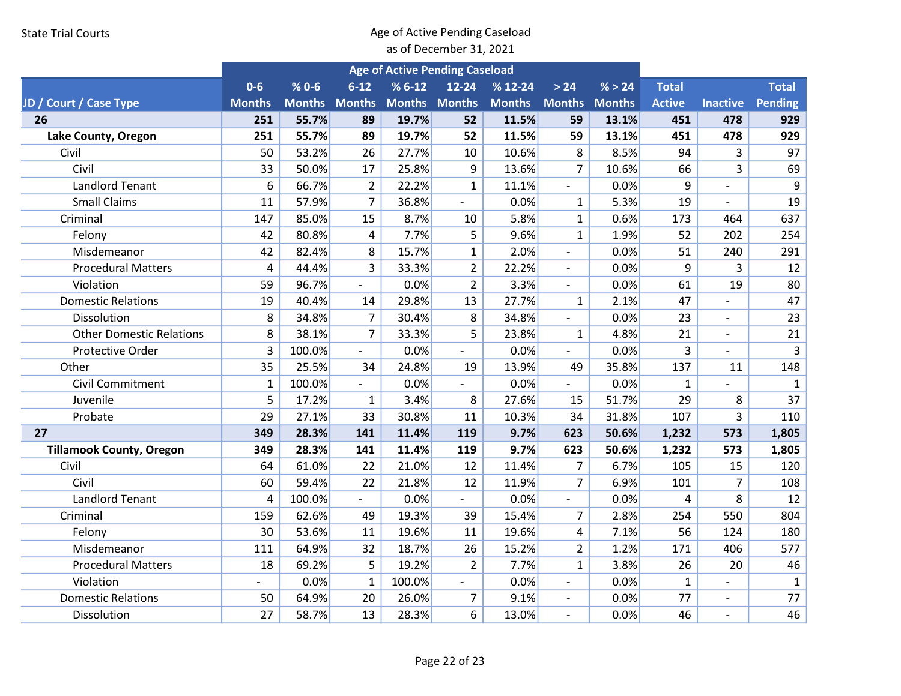State Trial Courts

Age of Active Pending Caseload
as of December 31, 2021

| JD / Court / Case Type | Age of Active Pending Caseload | | | | | | | | | | |
|---|---|---|---|---|---|---|---|---|---|---|---|
| | 0-6 Months | % 0-6 Months | 6-12 Months | % 6-12 Months | 12-24 Months | % 12-24 Months | > 24 Months | % > 24 Months | Total Active | Inactive | Total Pending |
| **26** | **251** | **55.7%** | **89** | **19.7%** | **52** | **11.5%** | **59** | **13.1%** | **451** | **478** | **929** |
| **Lake County, Oregon** | **251** | **55.7%** | **89** | **19.7%** | **52** | **11.5%** | **59** | **13.1%** | **451** | **478** | **929** |
| Civil | 50 | 53.2% | 26 | 27.7% | 10 | 10.6% | 8 | 8.5% | 94 | 3 | 97 |
| Civil | 33 | 50.0% | 17 | 25.8% | 9 | 13.6% | 7 | 10.6% | 66 | 3 | 69 |
| Landlord Tenant | 6 | 66.7% | 2 | 22.2% | 1 | 11.1% | - | 0.0% | 9 | - | 9 |
| Small Claims | 11 | 57.9% | 7 | 36.8% | - | 0.0% | 1 | 5.3% | 19 | - | 19 |
| Criminal | 147 | 85.0% | 15 | 8.7% | 10 | 5.8% | 1 | 0.6% | 173 | 464 | 637 |
| Felony | 42 | 80.8% | 4 | 7.7% | 5 | 9.6% | 1 | 1.9% | 52 | 202 | 254 |
| Misdemeanor | 42 | 82.4% | 8 | 15.7% | 1 | 2.0% | - | 0.0% | 51 | 240 | 291 |
| Procedural Matters | 4 | 44.4% | 3 | 33.3% | 2 | 22.2% | - | 0.0% | 9 | 3 | 12 |
| Violation | 59 | 96.7% | - | 0.0% | 2 | 3.3% | - | 0.0% | 61 | 19 | 80 |
| Domestic Relations | 19 | 40.4% | 14 | 29.8% | 13 | 27.7% | 1 | 2.1% | 47 | - | 47 |
| Dissolution | 8 | 34.8% | 7 | 30.4% | 8 | 34.8% | - | 0.0% | 23 | - | 23 |
| Other Domestic Relations | 8 | 38.1% | 7 | 33.3% | 5 | 23.8% | 1 | 4.8% | 21 | - | 21 |
| Protective Order | 3 | 100.0% | - | 0.0% | - | 0.0% | - | 0.0% | 3 | - | 3 |
| Other | 35 | 25.5% | 34 | 24.8% | 19 | 13.9% | 49 | 35.8% | 137 | 11 | 148 |
| Civil Commitment | 1 | 100.0% | - | 0.0% | - | 0.0% | - | 0.0% | 1 | - | 1 |
| Juvenile | 5 | 17.2% | 1 | 3.4% | 8 | 27.6% | 15 | 51.7% | 29 | 8 | 37 |
| Probate | 29 | 27.1% | 33 | 30.8% | 11 | 10.3% | 34 | 31.8% | 107 | 3 | 110 |
| **27** | **349** | **28.3%** | **141** | **11.4%** | **119** | **9.7%** | **623** | **50.6%** | **1,232** | **573** | **1,805** |
| **Tillamook County, Oregon** | **349** | **28.3%** | **141** | **11.4%** | **119** | **9.7%** | **623** | **50.6%** | **1,232** | **573** | **1,805** |
| Civil | 64 | 61.0% | 22 | 21.0% | 12 | 11.4% | 7 | 6.7% | 105 | 15 | 120 |
| Civil | 60 | 59.4% | 22 | 21.8% | 12 | 11.9% | 7 | 6.9% | 101 | 7 | 108 |
| Landlord Tenant | 4 | 100.0% | - | 0.0% | - | 0.0% | - | 0.0% | 4 | 8 | 12 |
| Criminal | 159 | 62.6% | 49 | 19.3% | 39 | 15.4% | 7 | 2.8% | 254 | 550 | 804 |
| Felony | 30 | 53.6% | 11 | 19.6% | 11 | 19.6% | 4 | 7.1% | 56 | 124 | 180 |
| Misdemeanor | 111 | 64.9% | 32 | 18.7% | 26 | 15.2% | 2 | 1.2% | 171 | 406 | 577 |
| Procedural Matters | 18 | 69.2% | 5 | 19.2% | 2 | 7.7% | 1 | 3.8% | 26 | 20 | 46 |
| Violation | - | 0.0% | 1 | 100.0% | - | 0.0% | - | 0.0% | 1 | - | 1 |
| Domestic Relations | 50 | 64.9% | 20 | 26.0% | 7 | 9.1% | - | 0.0% | 77 | - | 77 |
| Dissolution | 27 | 58.7% | 13 | 28.3% | 6 | 13.0% | - | 0.0% | 46 | - | 46 |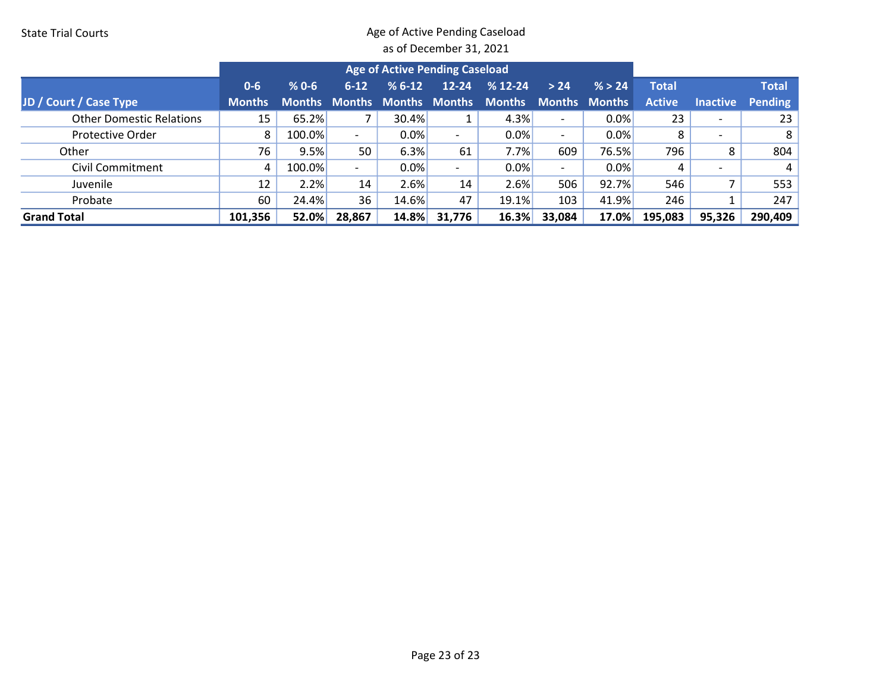State Trial Courts

## Age of Active Pending Caseload
as of December 31, 2021

| JD / Court / Case Type | Age of Active Pending Caseload | | | | | | | | | | |
|---|---|---|---|---|---|---|---|---|---|---|---|
| | 0-6 Months | % 0-6 Months | 6-12 Months | % 6-12 Months | 12-24 Months | % 12-24 Months | > 24 Months | % > 24 Months | Total Active | Inactive | Total Pending |
| Other Domestic Relations | 15 | 65.2% | 7 | 30.4% | 1 | 4.3% | - | 0.0% | 23 | - | 23 |
| Protective Order | 8 | 100.0% | - | 0.0% | - | 0.0% | - | 0.0% | 8 | - | 8 |
| Other | 76 | 9.5% | 50 | 6.3% | 61 | 7.7% | 609 | 76.5% | 796 | 8 | 804 |
| Civil Commitment | 4 | 100.0% | - | 0.0% | - | 0.0% | - | 0.0% | 4 | - | 4 |
| Juvenile | 12 | 2.2% | 14 | 2.6% | 14 | 2.6% | 506 | 92.7% | 546 | 7 | 553 |
| Probate | 60 | 24.4% | 36 | 14.6% | 47 | 19.1% | 103 | 41.9% | 246 | 1 | 247 |
| **Grand Total** | **101,356** | **52.0%** | **28,867** | **14.8%** | **31,776** | **16.3%** | **33,084** | **17.0%** | **195,083** | **95,326** | **290,409** |